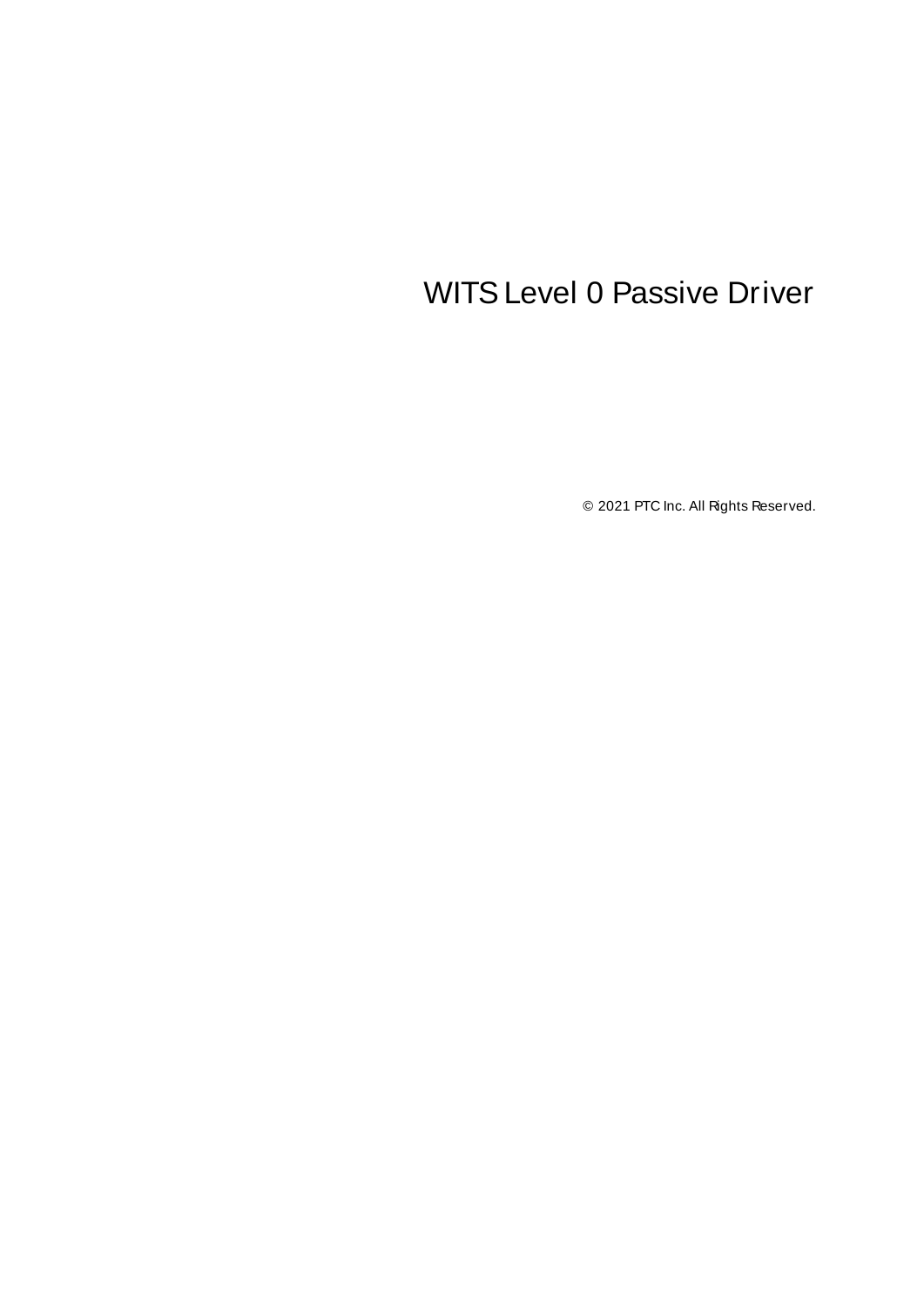# WITS Level 0 Passive Driver

© 2021 PTC Inc. All Rights Reserved.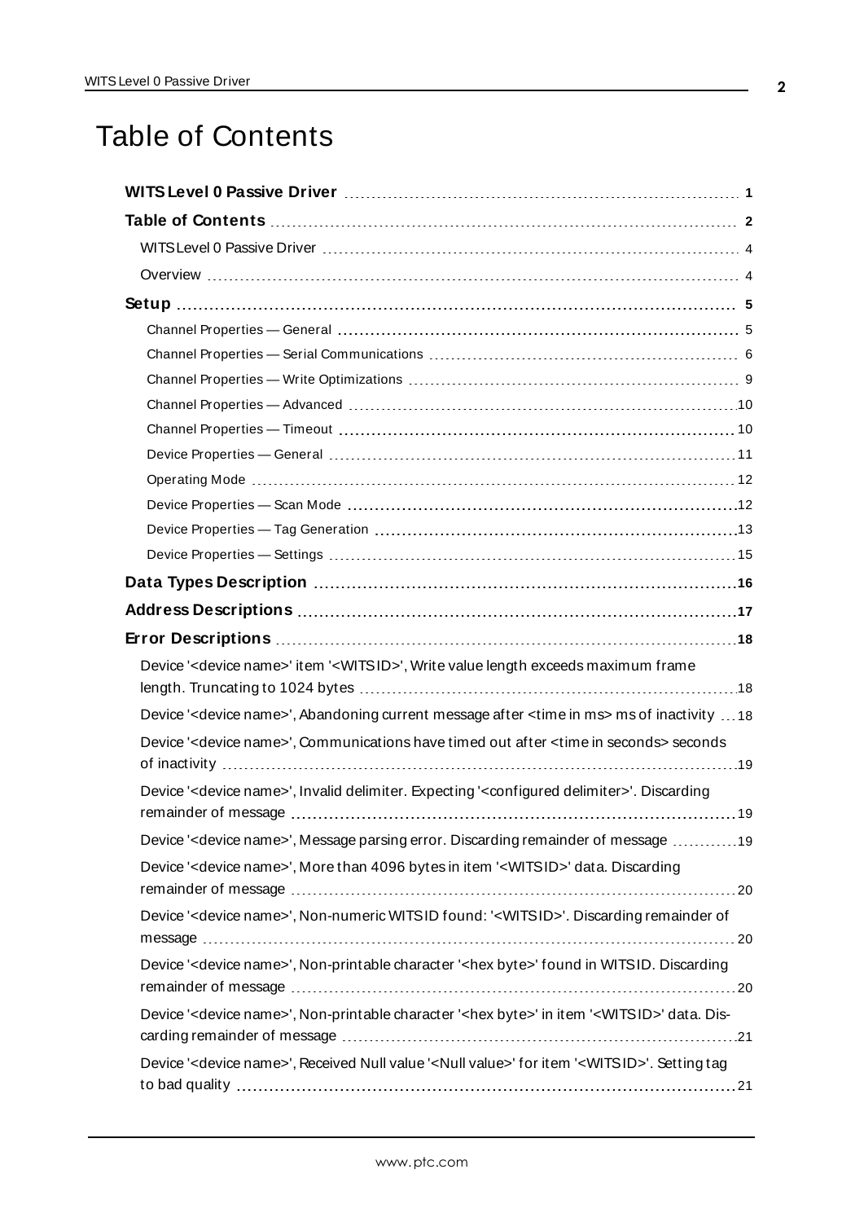# Table of Contents

**WITS Level 0 Passive Driver** 1

**Table of Contents** 2

WITS Level 0 Passive Driver 4

Overview 4

**Setup** 5

Channel Properties — General 5

Channel Properties — Serial Communications 6

Channel Properties — Write Optimizations 9

Channel Properties — Advanced 10

Channel Properties — Timeout 10

Device Properties — General 11

Operating Mode 12

Device Properties — Scan Mode 12

Device Properties — Tag Generation 13

Device Properties — Settings 15

**Data Types Description** 16

**Address Descriptions** 17

**Error Descriptions** 18

Device '<device name>' item '<WITSID>', Write value length exceeds maximum frame length. Truncating to 1024 bytes 18

Device '<device name>', Abandoning current message after <time in ms> ms of inactivity 18

Device '<device name>', Communications have timed out after <time in seconds> seconds of inactivity 19

Device '<device name>', Invalid delimiter. Expecting '<configured delimiter>'. Discarding remainder of message 19

Device '<device name>', Message parsing error. Discarding remainder of message 19

Device '<device name>', More than 4096 bytes in item '<WITSID>' data. Discarding remainder of message 20

Device '<device name>', Non-numeric WITSID found: '<WITSID>'. Discarding remainder of message 20

Device '<device name>', Non-printable character '<hex byte>' found in WITSID. Discarding remainder of message 20

Device '<device name>', Non-printable character '<hex byte>' in item '<WITSID>' data. Discarding remainder of message 21

Device '<device name>', Received Null value '<Null value>' for item '<WITSID>'. Setting tag to bad quality 21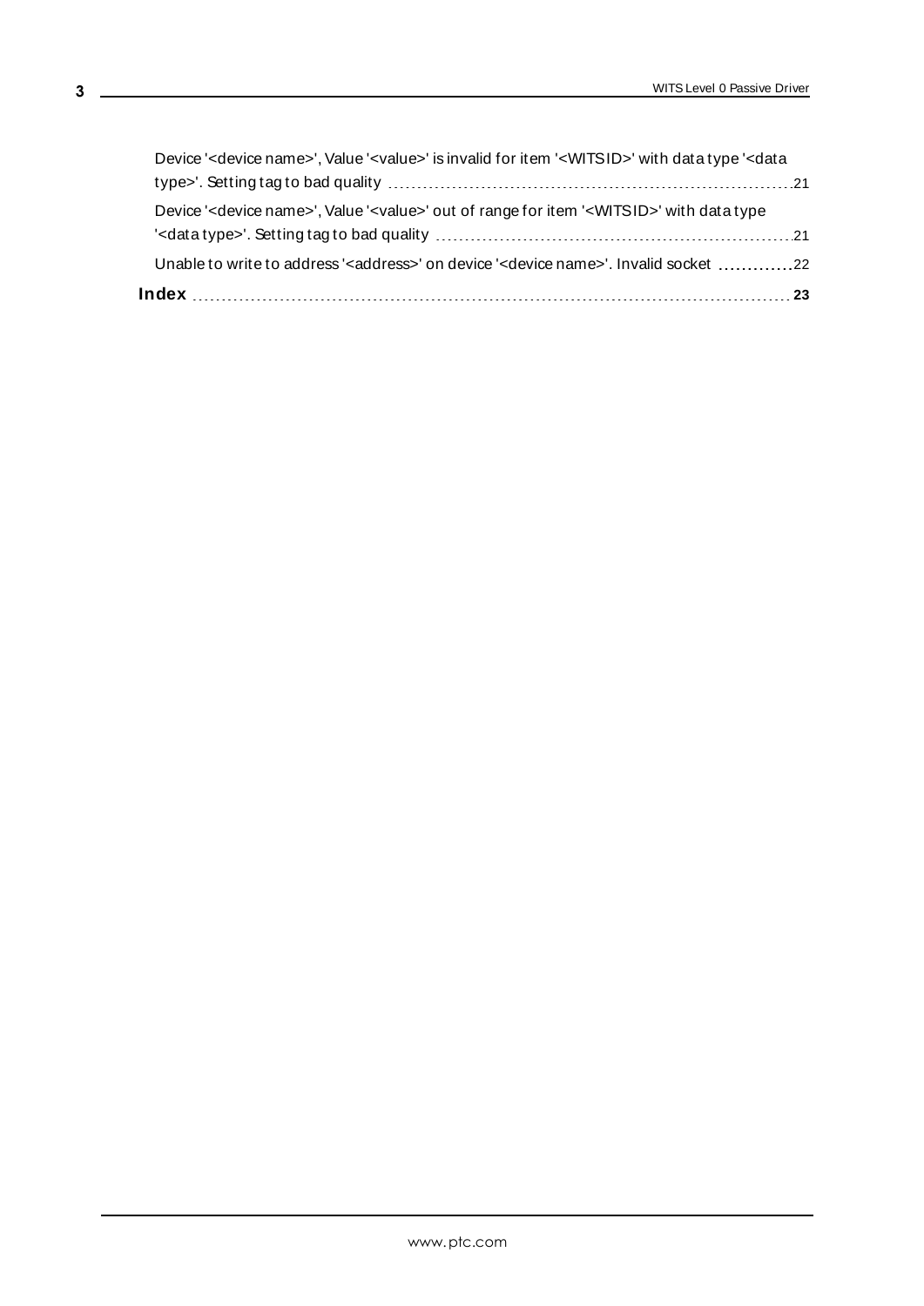Device '<device name>', Value '<value>' is invalid for item '<WITSID>' with data type '<data type>'. Setting tag to bad quality 21

Device '<device name>', Value '<value>' out of range for item '<WITSID>' with data type '<data type>'. Setting tag to bad quality 21

Unable to write to address '<address>' on device '<device name>'. Invalid socket 22

**Index** **23**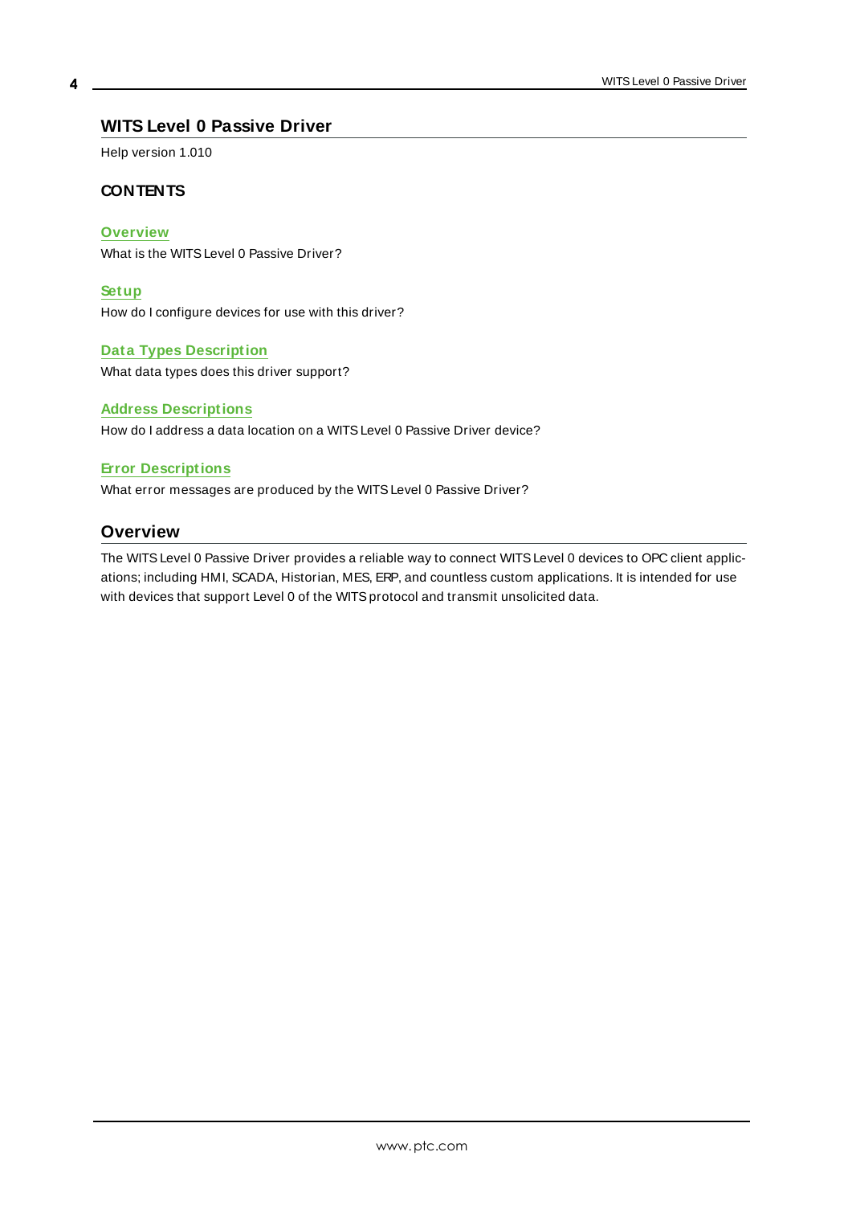# WITS Level 0 Passive Driver

Help version 1.010

### CONTENTS

**Overview**
What is the WITS Level 0 Passive Driver?

**Setup**
How do I configure devices for use with this driver?

**Data Types Description**
What data types does this driver support?

**Address Descriptions**
How do I address a data location on a WITS Level 0 Passive Driver device?

**Error Descriptions**
What error messages are produced by the WITS Level 0 Passive Driver?

## Overview

The WITS Level 0 Passive Driver provides a reliable way to connect WITS Level 0 devices to OPC client applications; including HMI, SCADA, Historian, MES, ERP, and countless custom applications. It is intended for use with devices that support Level 0 of the WITS protocol and transmit unsolicited data.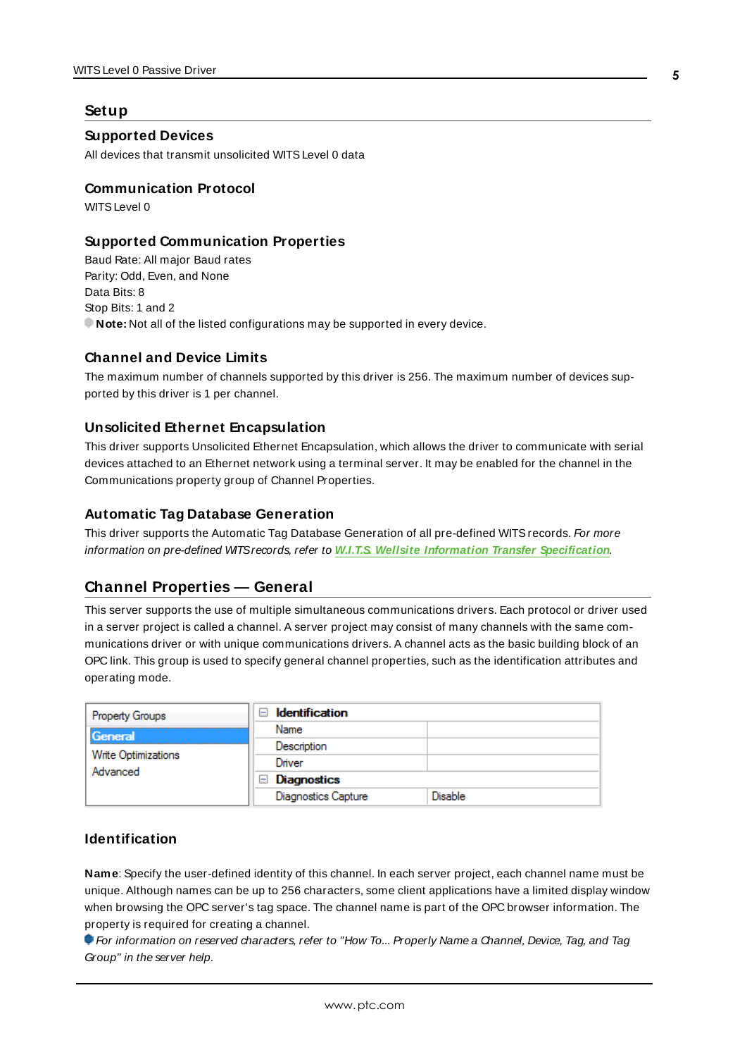# Setup

### Supported Devices

All devices that transmit unsolicited WITS Level 0 data

### Communication Protocol

WITS Level 0

### Supported Communication Properties

Baud Rate: All major Baud rates
Parity: Odd, Even, and None
Data Bits: 8
Stop Bits: 1 and 2
**Note:** Not all of the listed configurations may be supported in every device.

### Channel and Device Limits

The maximum number of channels supported by this driver is 256. The maximum number of devices supported by this driver is 1 per channel.

### Unsolicited Ethernet Encapsulation

This driver supports Unsolicited Ethernet Encapsulation, which allows the driver to communicate with serial devices attached to an Ethernet network using a terminal server. It may be enabled for the channel in the Communications property group of Channel Properties.

### Automatic Tag Database Generation

This driver supports the Automatic Tag Database Generation of all pre-defined WITS records. *For more information on pre-defined WITS records, refer to **W.I.T.S. Wellsite Information Transfer Specification**.*

## Channel Properties — General

This server supports the use of multiple simultaneous communications drivers. Each protocol or driver used in a server project is called a channel. A server project may consist of many channels with the same communications driver or with unique communications drivers. A channel acts as the basic building block of an OPC link. This group is used to specify general channel properties, such as the identification attributes and operating mode.

| Property Groups | | |
|---|---|---|
| **General** | **Identification** | |
| Write Optimizations | Name | |
| Advanced | Description | |
| | Driver | |
| | **Diagnostics** | |
| | Diagnostics Capture | Disable |

### Identification

**Name**: Specify the user-defined identity of this channel. In each server project, each channel name must be unique. Although names can be up to 256 characters, some client applications have a limited display window when browsing the OPC server's tag space. The channel name is part of the OPC browser information. The property is required for creating a channel.

*For information on reserved characters, refer to "How To... Properly Name a Channel, Device, Tag, and Tag Group" in the server help.*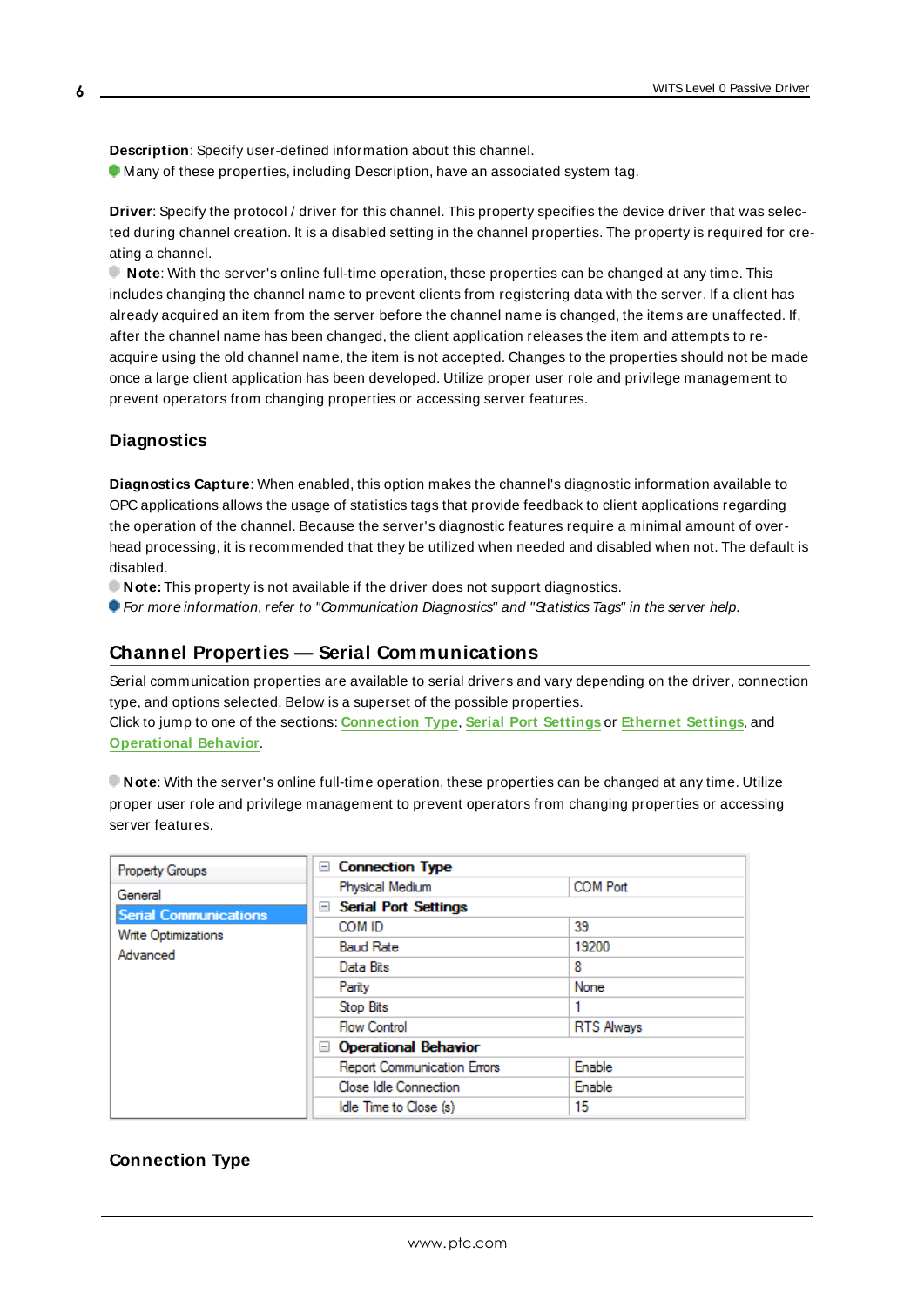**Description**: Specify user-defined information about this channel.
Many of these properties, including Description, have an associated system tag.

**Driver**: Specify the protocol / driver for this channel. This property specifies the device driver that was selected during channel creation. It is a disabled setting in the channel properties. The property is required for creating a channel.
**Note**: With the server's online full-time operation, these properties can be changed at any time. This includes changing the channel name to prevent clients from registering data with the server. If a client has already acquired an item from the server before the channel name is changed, the items are unaffected. If, after the channel name has been changed, the client application releases the item and attempts to re-acquire using the old channel name, the item is not accepted. Changes to the properties should not be made once a large client application has been developed. Utilize proper user role and privilege management to prevent operators from changing properties or accessing server features.

### Diagnostics

**Diagnostics Capture**: When enabled, this option makes the channel's diagnostic information available to OPC applications allows the usage of statistics tags that provide feedback to client applications regarding the operation of the channel. Because the server's diagnostic features require a minimal amount of overhead processing, it is recommended that they be utilized when needed and disabled when not. The default is disabled.
**Note:** This property is not available if the driver does not support diagnostics.
*For more information, refer to "Communication Diagnostics" and "Statistics Tags" in the server help.*

## Channel Properties — Serial Communications

Serial communication properties are available to serial drivers and vary depending on the driver, connection type, and options selected. Below is a superset of the possible properties.
Click to jump to one of the sections: **Connection Type**, **Serial Port Settings** or **Ethernet Settings**, and **Operational Behavior**.

**Note**: With the server's online full-time operation, these properties can be changed at any time. Utilize proper user role and privilege management to prevent operators from changing properties or accessing server features.

| Property Groups | | |
|---|---|---|
| General | **Connection Type** | |
| **Serial Communications** | Physical Medium | COM Port |
| Write Optimizations | **Serial Port Settings** | |
| Advanced | COM ID | 39 |
| | Baud Rate | 19200 |
| | Data Bits | 8 |
| | Parity | None |
| | Stop Bits | 1 |
| | Flow Control | RTS Always |
| | **Operational Behavior** | |
| | Report Communication Errors | Enable |
| | Close Idle Connection | Enable |
| | Idle Time to Close (s) | 15 |

### Connection Type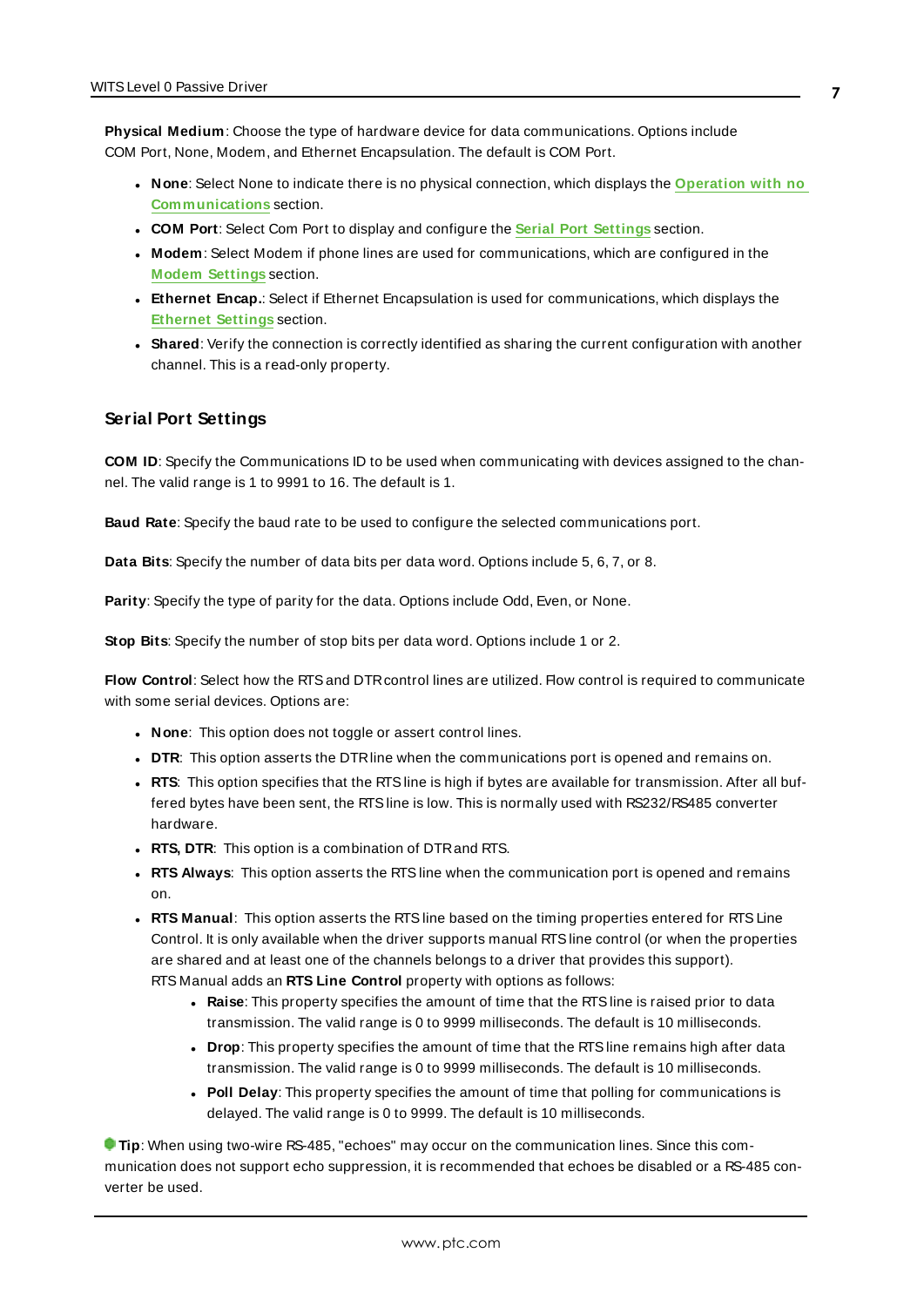**Physical Medium**: Choose the type of hardware device for data communications. Options include COM Port, None, Modem, and Ethernet Encapsulation. The default is COM Port.

- **None**: Select None to indicate there is no physical connection, which displays the **Operation with no Communications** section.
- **COM Port**: Select Com Port to display and configure the **Serial Port Settings** section.
- **Modem**: Select Modem if phone lines are used for communications, which are configured in the **Modem Settings** section.
- **Ethernet Encap.**: Select if Ethernet Encapsulation is used for communications, which displays the **Ethernet Settings** section.
- **Shared**: Verify the connection is correctly identified as sharing the current configuration with another channel. This is a read-only property.

### Serial Port Settings

**COM ID**: Specify the Communications ID to be used when communicating with devices assigned to the channel. The valid range is 1 to 9991 to 16. The default is 1.

**Baud Rate**: Specify the baud rate to be used to configure the selected communications port.

**Data Bits**: Specify the number of data bits per data word. Options include 5, 6, 7, or 8.

**Parity**: Specify the type of parity for the data. Options include Odd, Even, or None.

**Stop Bits**: Specify the number of stop bits per data word. Options include 1 or 2.

**Flow Control**: Select how the RTS and DTR control lines are utilized. Flow control is required to communicate with some serial devices. Options are:

- **None**: This option does not toggle or assert control lines.
- **DTR**: This option asserts the DTR line when the communications port is opened and remains on.
- **RTS**: This option specifies that the RTS line is high if bytes are available for transmission. After all buffered bytes have been sent, the RTS line is low. This is normally used with RS232/RS485 converter hardware.
- **RTS, DTR**: This option is a combination of DTR and RTS.
- **RTS Always**: This option asserts the RTS line when the communication port is opened and remains on.
- **RTS Manual**: This option asserts the RTS line based on the timing properties entered for RTS Line Control. It is only available when the driver supports manual RTS line control (or when the properties are shared and at least one of the channels belongs to a driver that provides this support). RTS Manual adds an **RTS Line Control** property with options as follows:
  - **Raise**: This property specifies the amount of time that the RTS line is raised prior to data transmission. The valid range is 0 to 9999 milliseconds. The default is 10 milliseconds.
  - **Drop**: This property specifies the amount of time that the RTS line remains high after data transmission. The valid range is 0 to 9999 milliseconds. The default is 10 milliseconds.
  - **Poll Delay**: This property specifies the amount of time that polling for communications is delayed. The valid range is 0 to 9999. The default is 10 milliseconds.

**Tip**: When using two-wire RS-485, "echoes" may occur on the communication lines. Since this communication does not support echo suppression, it is recommended that echoes be disabled or a RS-485 converter be used.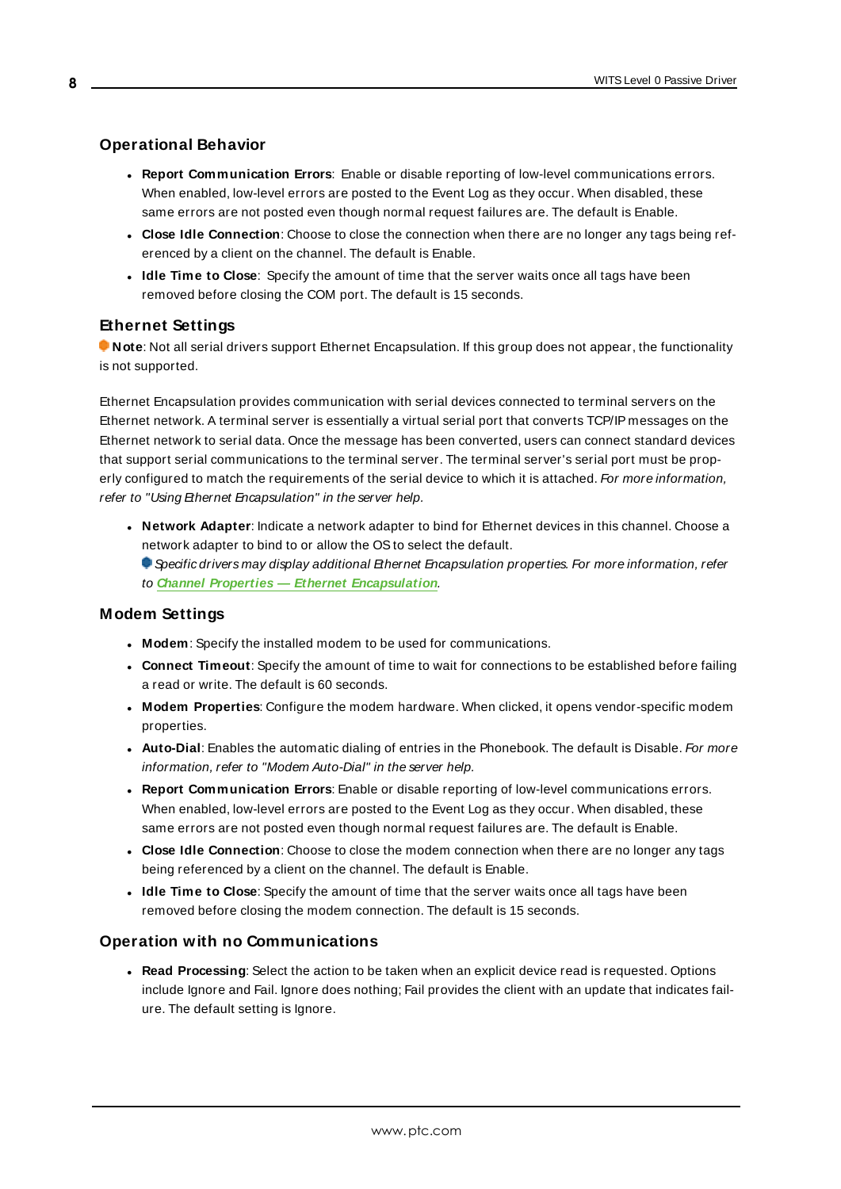### Operational Behavior

- **Report Communication Errors**: Enable or disable reporting of low-level communications errors. When enabled, low-level errors are posted to the Event Log as they occur. When disabled, these same errors are not posted even though normal request failures are. The default is Enable.
- **Close Idle Connection**: Choose to close the connection when there are no longer any tags being referenced by a client on the channel. The default is Enable.
- **Idle Time to Close**: Specify the amount of time that the server waits once all tags have been removed before closing the COM port. The default is 15 seconds.

### Ethernet Settings

**Note**: Not all serial drivers support Ethernet Encapsulation. If this group does not appear, the functionality is not supported.

Ethernet Encapsulation provides communication with serial devices connected to terminal servers on the Ethernet network. A terminal server is essentially a virtual serial port that converts TCP/IP messages on the Ethernet network to serial data. Once the message has been converted, users can connect standard devices that support serial communications to the terminal server. The terminal server's serial port must be properly configured to match the requirements of the serial device to which it is attached. *For more information, refer to "Using Ethernet Encapsulation" in the server help.*

- **Network Adapter**: Indicate a network adapter to bind for Ethernet devices in this channel. Choose a network adapter to bind to or allow the OS to select the default.
  *Specific drivers may display additional Ethernet Encapsulation properties. For more information, refer to* ***Channel Properties — Ethernet Encapsulation****.*

### Modem Settings

- **Modem**: Specify the installed modem to be used for communications.
- **Connect Timeout**: Specify the amount of time to wait for connections to be established before failing a read or write. The default is 60 seconds.
- **Modem Properties**: Configure the modem hardware. When clicked, it opens vendor-specific modem properties.
- **Auto-Dial**: Enables the automatic dialing of entries in the Phonebook. The default is Disable. *For more information, refer to "Modem Auto-Dial" in the server help.*
- **Report Communication Errors**: Enable or disable reporting of low-level communications errors. When enabled, low-level errors are posted to the Event Log as they occur. When disabled, these same errors are not posted even though normal request failures are. The default is Enable.
- **Close Idle Connection**: Choose to close the modem connection when there are no longer any tags being referenced by a client on the channel. The default is Enable.
- **Idle Time to Close**: Specify the amount of time that the server waits once all tags have been removed before closing the modem connection. The default is 15 seconds.

### Operation with no Communications

- **Read Processing**: Select the action to be taken when an explicit device read is requested. Options include Ignore and Fail. Ignore does nothing; Fail provides the client with an update that indicates failure. The default setting is Ignore.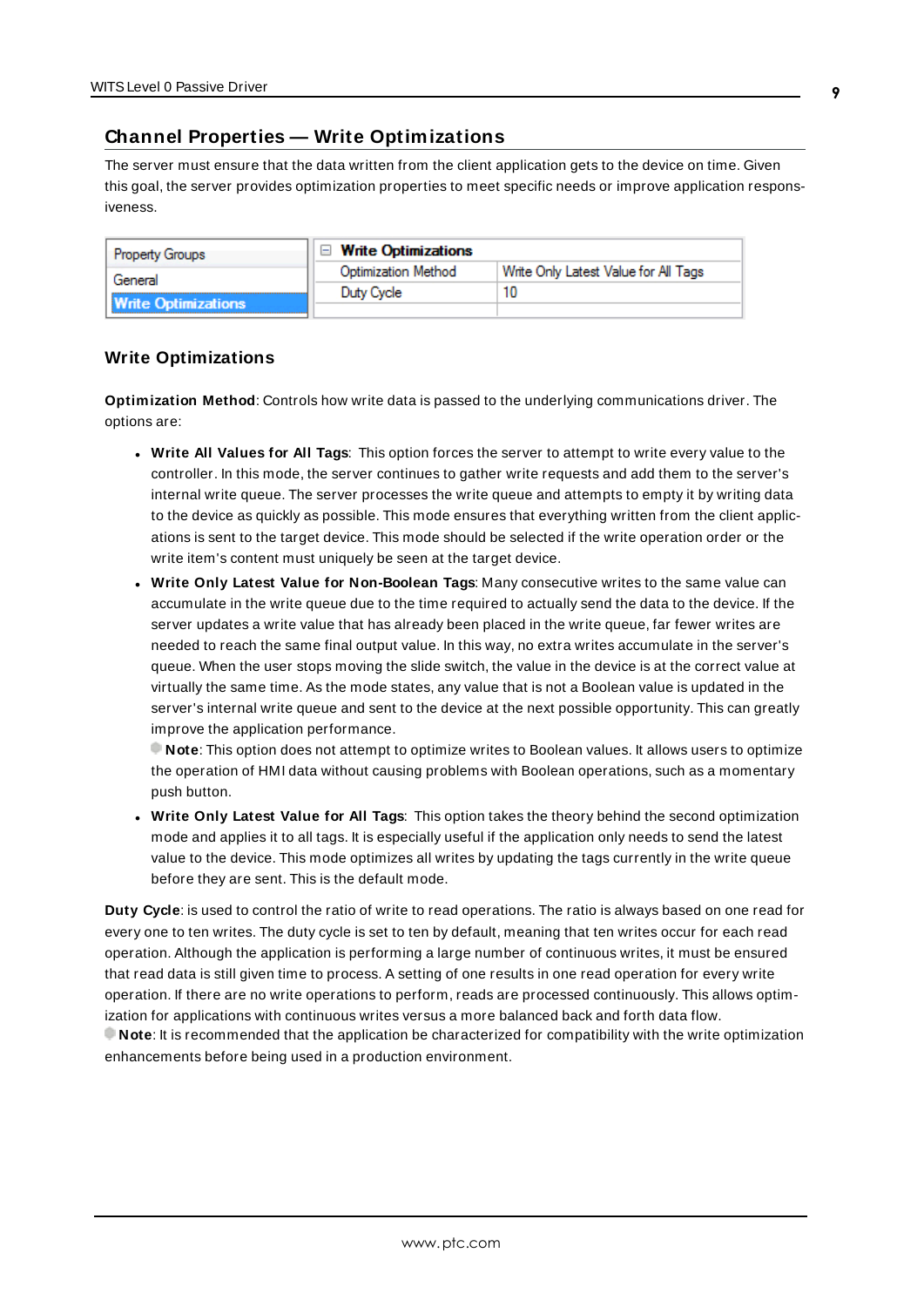## Channel Properties — Write Optimizations

The server must ensure that the data written from the client application gets to the device on time. Given this goal, the server provides optimization properties to meet specific needs or improve application responsiveness.

| Property Groups | Write Optimizations | |
|---|---|---|
| General | Optimization Method | Write Only Latest Value for All Tags |
| Write Optimizations | Duty Cycle | 10 |

### Write Optimizations

**Optimization Method**: Controls how write data is passed to the underlying communications driver. The options are:

- **Write All Values for All Tags**: This option forces the server to attempt to write every value to the controller. In this mode, the server continues to gather write requests and add them to the server's internal write queue. The server processes the write queue and attempts to empty it by writing data to the device as quickly as possible. This mode ensures that everything written from the client applications is sent to the target device. This mode should be selected if the write operation order or the write item's content must uniquely be seen at the target device.
- **Write Only Latest Value for Non-Boolean Tags**: Many consecutive writes to the same value can accumulate in the write queue due to the time required to actually send the data to the device. If the server updates a write value that has already been placed in the write queue, far fewer writes are needed to reach the same final output value. In this way, no extra writes accumulate in the server's queue. When the user stops moving the slide switch, the value in the device is at the correct value at virtually the same time. As the mode states, any value that is not a Boolean value is updated in the server's internal write queue and sent to the device at the next possible opportunity. This can greatly improve the application performance.
  **Note**: This option does not attempt to optimize writes to Boolean values. It allows users to optimize the operation of HMI data without causing problems with Boolean operations, such as a momentary push button.
- **Write Only Latest Value for All Tags**: This option takes the theory behind the second optimization mode and applies it to all tags. It is especially useful if the application only needs to send the latest value to the device. This mode optimizes all writes by updating the tags currently in the write queue before they are sent. This is the default mode.

**Duty Cycle**: is used to control the ratio of write to read operations. The ratio is always based on one read for every one to ten writes. The duty cycle is set to ten by default, meaning that ten writes occur for each read operation. Although the application is performing a large number of continuous writes, it must be ensured that read data is still given time to process. A setting of one results in one read operation for every write operation. If there are no write operations to perform, reads are processed continuously. This allows optimization for applications with continuous writes versus a more balanced back and forth data flow.
**Note**: It is recommended that the application be characterized for compatibility with the write optimization enhancements before being used in a production environment.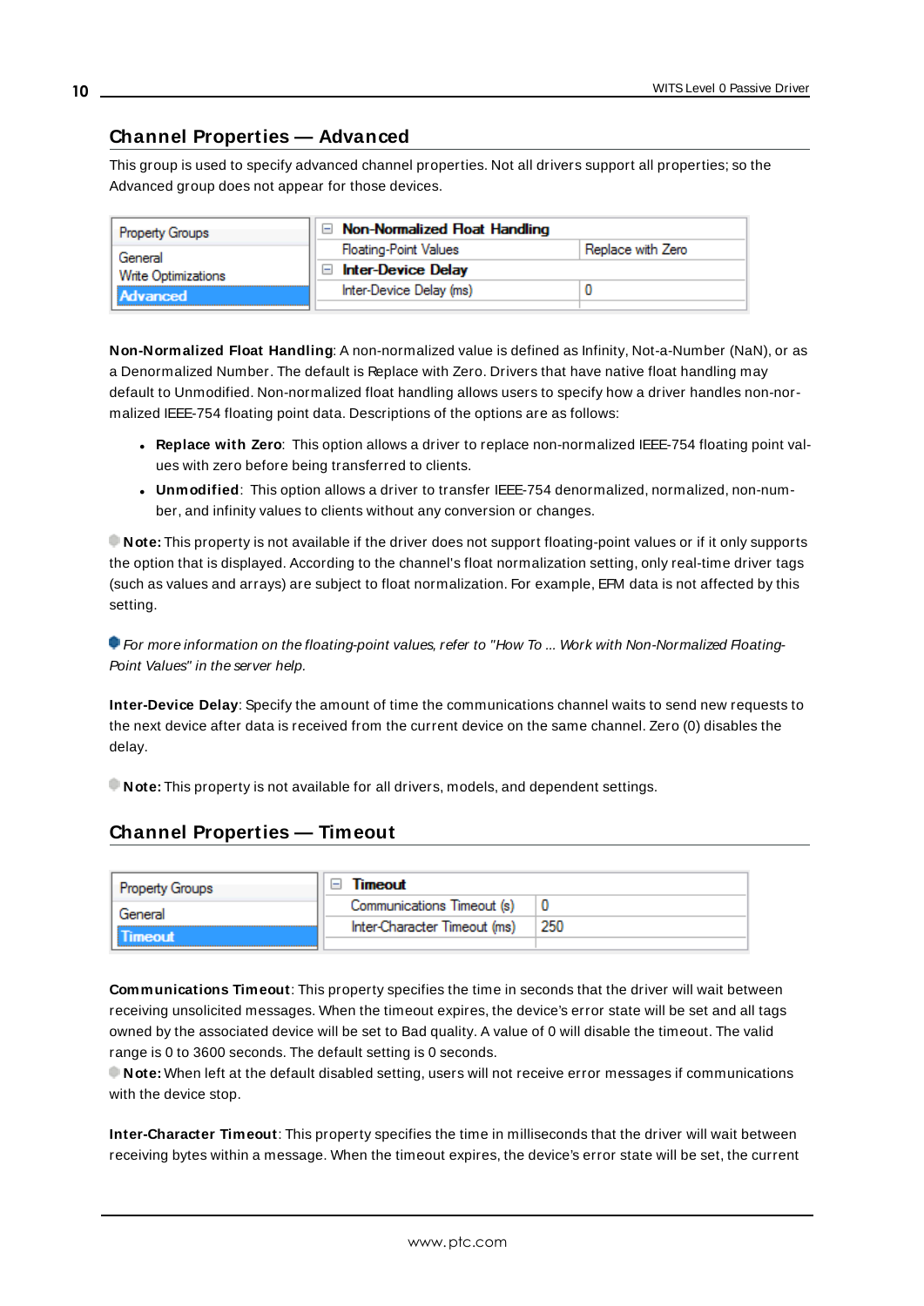## Channel Properties — Advanced

This group is used to specify advanced channel properties. Not all drivers support all properties; so the Advanced group does not appear for those devices.

| Property Groups | Non-Normalized Float Handling | |
|---|---|---|
| General | Floating-Point Values | Replace with Zero |
| Write Optimizations | Inter-Device Delay | |
| Advanced | Inter-Device Delay (ms) | 0 |

**Non-Normalized Float Handling**: A non-normalized value is defined as Infinity, Not-a-Number (NaN), or as a Denormalized Number. The default is Replace with Zero. Drivers that have native float handling may default to Unmodified. Non-normalized float handling allows users to specify how a driver handles non-normalized IEEE-754 floating point data. Descriptions of the options are as follows:

- **Replace with Zero**: This option allows a driver to replace non-normalized IEEE-754 floating point values with zero before being transferred to clients.
- **Unmodified**: This option allows a driver to transfer IEEE-754 denormalized, normalized, non-number, and infinity values to clients without any conversion or changes.

**Note:** This property is not available if the driver does not support floating-point values or if it only supports the option that is displayed. According to the channel's float normalization setting, only real-time driver tags (such as values and arrays) are subject to float normalization. For example, EFM data is not affected by this setting.

*For more information on the floating-point values, refer to "How To ... Work with Non-Normalized Floating-Point Values" in the server help.*

**Inter-Device Delay**: Specify the amount of time the communications channel waits to send new requests to the next device after data is received from the current device on the same channel. Zero (0) disables the delay.

**Note:** This property is not available for all drivers, models, and dependent settings.

## Channel Properties — Timeout

| Property Groups | Timeout | |
|---|---|---|
| General | Communications Timeout (s) | 0 |
| Timeout | Inter-Character Timeout (ms) | 250 |

**Communications Timeout**: This property specifies the time in seconds that the driver will wait between receiving unsolicited messages. When the timeout expires, the device's error state will be set and all tags owned by the associated device will be set to Bad quality. A value of 0 will disable the timeout. The valid range is 0 to 3600 seconds. The default setting is 0 seconds.
**Note:** When left at the default disabled setting, users will not receive error messages if communications with the device stop.

**Inter-Character Timeout**: This property specifies the time in milliseconds that the driver will wait between receiving bytes within a message. When the timeout expires, the device's error state will be set, the current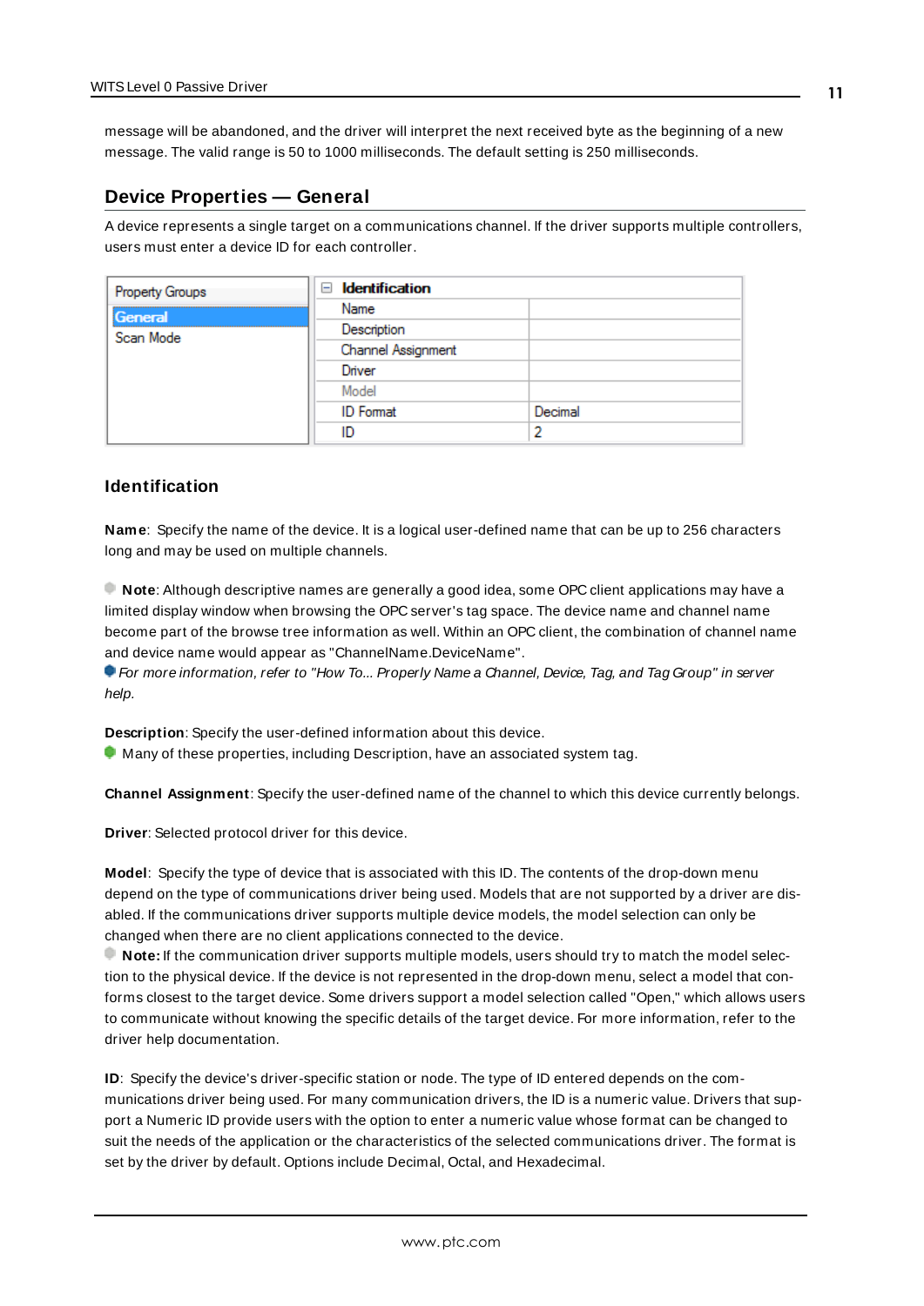message will be abandoned, and the driver will interpret the next received byte as the beginning of a new message. The valid range is 50 to 1000 milliseconds. The default setting is 250 milliseconds.

## Device Properties — General

A device represents a single target on a communications channel. If the driver supports multiple controllers, users must enter a device ID for each controller.

| Property Groups | Identification | |
|---|---|---|
| General | Name | |
| Scan Mode | Description | |
| | Channel Assignment | |
| | Driver | |
| | Model | |
| | ID Format | Decimal |
| | ID | 2 |

### Identification

**Name**: Specify the name of the device. It is a logical user-defined name that can be up to 256 characters long and may be used on multiple channels.

**Note**: Although descriptive names are generally a good idea, some OPC client applications may have a limited display window when browsing the OPC server's tag space. The device name and channel name become part of the browse tree information as well. Within an OPC client, the combination of channel name and device name would appear as "ChannelName.DeviceName".
*For more information, refer to "How To... Properly Name a Channel, Device, Tag, and Tag Group" in server help.*

**Description**: Specify the user-defined information about this device.
Many of these properties, including Description, have an associated system tag.

**Channel Assignment**: Specify the user-defined name of the channel to which this device currently belongs.

**Driver**: Selected protocol driver for this device.

**Model**: Specify the type of device that is associated with this ID. The contents of the drop-down menu depend on the type of communications driver being used. Models that are not supported by a driver are disabled. If the communications driver supports multiple device models, the model selection can only be changed when there are no client applications connected to the device.
**Note:** If the communication driver supports multiple models, users should try to match the model selection to the physical device. If the device is not represented in the drop-down menu, select a model that conforms closest to the target device. Some drivers support a model selection called "Open," which allows users to communicate without knowing the specific details of the target device. For more information, refer to the driver help documentation.

**ID**: Specify the device's driver-specific station or node. The type of ID entered depends on the communications driver being used. For many communication drivers, the ID is a numeric value. Drivers that support a Numeric ID provide users with the option to enter a numeric value whose format can be changed to suit the needs of the application or the characteristics of the selected communications driver. The format is set by the driver by default. Options include Decimal, Octal, and Hexadecimal.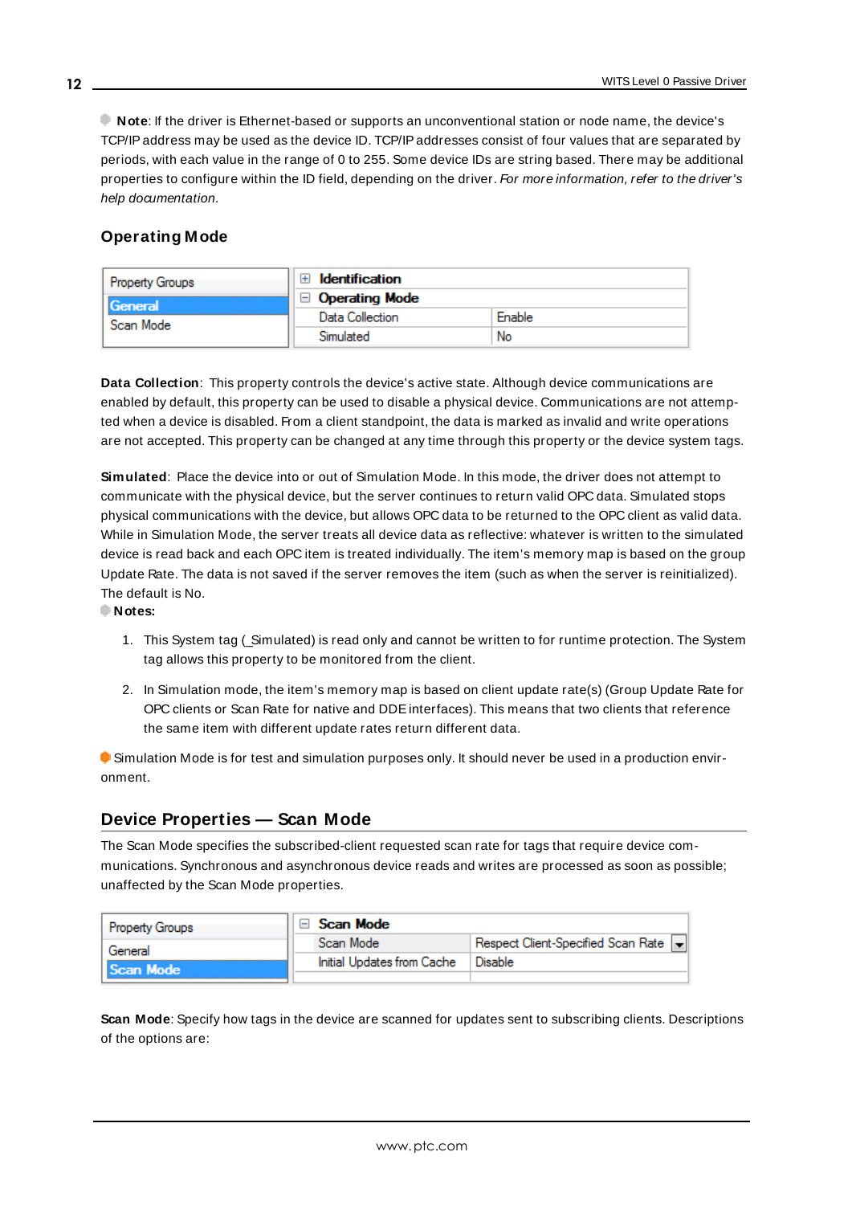**Note**: If the driver is Ethernet-based or supports an unconventional station or node name, the device's TCP/IP address may be used as the device ID. TCP/IP addresses consist of four values that are separated by periods, with each value in the range of 0 to 255. Some device IDs are string based. There may be additional properties to configure within the ID field, depending on the driver. *For more information, refer to the driver's help documentation.*

### Operating Mode

| Property Groups | | |
|---|---|---|
| **General** | ⊞ **Identification** | |
| Scan Mode | ⊟ **Operating Mode** | |
| | Data Collection | Enable |
| | Simulated | No |

**Data Collection**: This property controls the device's active state. Although device communications are enabled by default, this property can be used to disable a physical device. Communications are not attempted when a device is disabled. From a client standpoint, the data is marked as invalid and write operations are not accepted. This property can be changed at any time through this property or the device system tags.

**Simulated**: Place the device into or out of Simulation Mode. In this mode, the driver does not attempt to communicate with the physical device, but the server continues to return valid OPC data. Simulated stops physical communications with the device, but allows OPC data to be returned to the OPC client as valid data. While in Simulation Mode, the server treats all device data as reflective: whatever is written to the simulated device is read back and each OPC item is treated individually. The item's memory map is based on the group Update Rate. The data is not saved if the server removes the item (such as when the server is reinitialized). The default is No.

**Notes:**

1. This System tag (_Simulated) is read only and cannot be written to for runtime protection. The System tag allows this property to be monitored from the client.

2. In Simulation mode, the item's memory map is based on client update rate(s) (Group Update Rate for OPC clients or Scan Rate for native and DDE interfaces). This means that two clients that reference the same item with different update rates return different data.

Simulation Mode is for test and simulation purposes only. It should never be used in a production environment.

## Device Properties — Scan Mode

The Scan Mode specifies the subscribed-client requested scan rate for tags that require device communications. Synchronous and asynchronous device reads and writes are processed as soon as possible; unaffected by the Scan Mode properties.

| Property Groups | | |
|---|---|---|
| General | ⊟ **Scan Mode** | |
| **Scan Mode** | Scan Mode | Respect Client-Specified Scan Rate |
| | Initial Updates from Cache | Disable |

**Scan Mode**: Specify how tags in the device are scanned for updates sent to subscribing clients. Descriptions of the options are: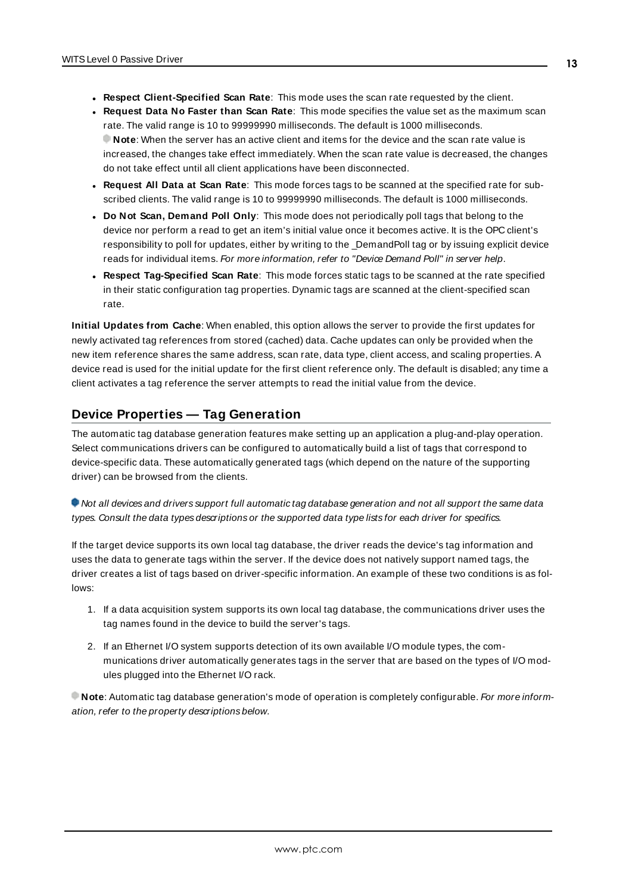- **Respect Client-Specified Scan Rate**: This mode uses the scan rate requested by the client.
- **Request Data No Faster than Scan Rate**: This mode specifies the value set as the maximum scan rate. The valid range is 10 to 99999990 milliseconds. The default is 1000 milliseconds.
  **Note**: When the server has an active client and items for the device and the scan rate value is increased, the changes take effect immediately. When the scan rate value is decreased, the changes do not take effect until all client applications have been disconnected.
- **Request All Data at Scan Rate**: This mode forces tags to be scanned at the specified rate for subscribed clients. The valid range is 10 to 99999990 milliseconds. The default is 1000 milliseconds.
- **Do Not Scan, Demand Poll Only**: This mode does not periodically poll tags that belong to the device nor perform a read to get an item's initial value once it becomes active. It is the OPC client's responsibility to poll for updates, either by writing to the _DemandPoll tag or by issuing explicit device reads for individual items. *For more information, refer to "Device Demand Poll" in server help.*
- **Respect Tag-Specified Scan Rate**: This mode forces static tags to be scanned at the rate specified in their static configuration tag properties. Dynamic tags are scanned at the client-specified scan rate.

**Initial Updates from Cache**: When enabled, this option allows the server to provide the first updates for newly activated tag references from stored (cached) data. Cache updates can only be provided when the new item reference shares the same address, scan rate, data type, client access, and scaling properties. A device read is used for the initial update for the first client reference only. The default is disabled; any time a client activates a tag reference the server attempts to read the initial value from the device.

## Device Properties — Tag Generation

The automatic tag database generation features make setting up an application a plug-and-play operation. Select communications drivers can be configured to automatically build a list of tags that correspond to device-specific data. These automatically generated tags (which depend on the nature of the supporting driver) can be browsed from the clients.

*Not all devices and drivers support full automatic tag database generation and not all support the same data types. Consult the data types descriptions or the supported data type lists for each driver for specifics.*

If the target device supports its own local tag database, the driver reads the device's tag information and uses the data to generate tags within the server. If the device does not natively support named tags, the driver creates a list of tags based on driver-specific information. An example of these two conditions is as follows:

1. If a data acquisition system supports its own local tag database, the communications driver uses the tag names found in the device to build the server's tags.
2. If an Ethernet I/O system supports detection of its own available I/O module types, the communications driver automatically generates tags in the server that are based on the types of I/O modules plugged into the Ethernet I/O rack.

**Note**: Automatic tag database generation's mode of operation is completely configurable. *For more information, refer to the property descriptions below.*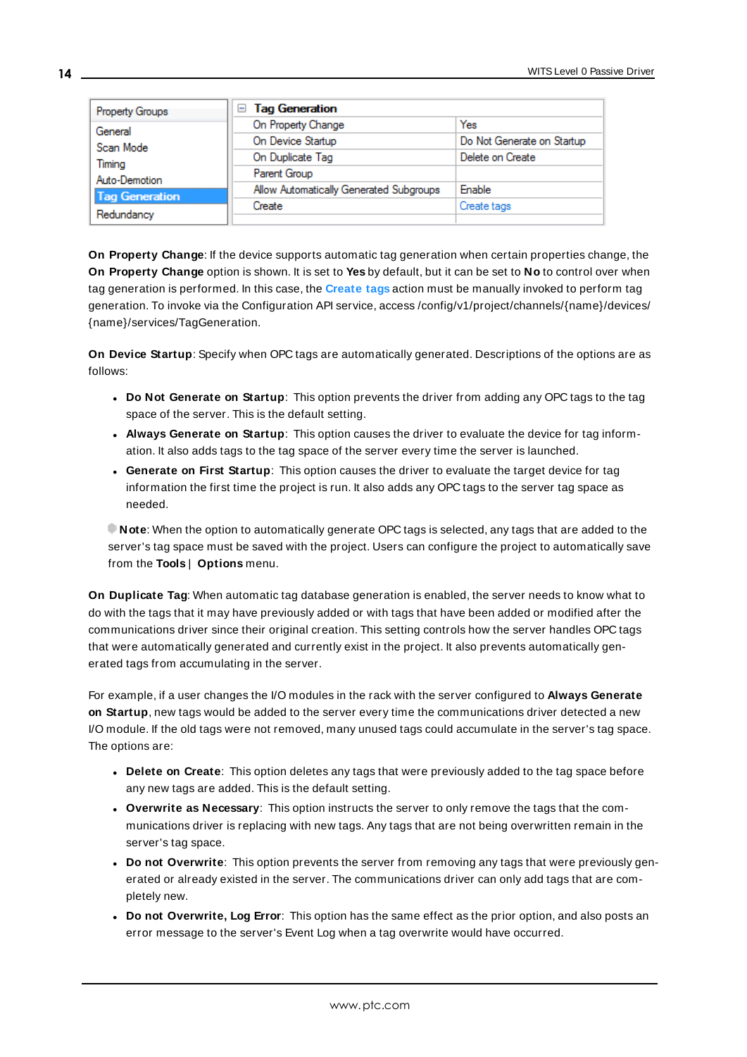| Property Groups | Tag Generation | |
|---|---|---|
| General | On Property Change | Yes |
| Scan Mode | On Device Startup | Do Not Generate on Startup |
| Timing | On Duplicate Tag | Delete on Create |
| Auto-Demotion | Parent Group | |
| **Tag Generation** | Allow Automatically Generated Subgroups | Enable |
| Redundancy | Create | Create tags |

**On Property Change**: If the device supports automatic tag generation when certain properties change, the **On Property Change** option is shown. It is set to **Yes** by default, but it can be set to **No** to control over when tag generation is performed. In this case, the **Create tags** action must be manually invoked to perform tag generation. To invoke via the Configuration API service, access /config/v1/project/channels/{name}/devices/{name}/services/TagGeneration.

**On Device Startup**: Specify when OPC tags are automatically generated. Descriptions of the options are as follows:

- **Do Not Generate on Startup**: This option prevents the driver from adding any OPC tags to the tag space of the server. This is the default setting.
- **Always Generate on Startup**: This option causes the driver to evaluate the device for tag information. It also adds tags to the tag space of the server every time the server is launched.
- **Generate on First Startup**: This option causes the driver to evaluate the target device for tag information the first time the project is run. It also adds any OPC tags to the server tag space as needed.

**Note**: When the option to automatically generate OPC tags is selected, any tags that are added to the server's tag space must be saved with the project. Users can configure the project to automatically save from the **Tools** | **Options** menu.

**On Duplicate Tag**: When automatic tag database generation is enabled, the server needs to know what to do with the tags that it may have previously added or with tags that have been added or modified after the communications driver since their original creation. This setting controls how the server handles OPC tags that were automatically generated and currently exist in the project. It also prevents automatically generated tags from accumulating in the server.

For example, if a user changes the I/O modules in the rack with the server configured to **Always Generate on Startup**, new tags would be added to the server every time the communications driver detected a new I/O module. If the old tags were not removed, many unused tags could accumulate in the server's tag space. The options are:

- **Delete on Create**: This option deletes any tags that were previously added to the tag space before any new tags are added. This is the default setting.
- **Overwrite as Necessary**: This option instructs the server to only remove the tags that the communications driver is replacing with new tags. Any tags that are not being overwritten remain in the server's tag space.
- **Do not Overwrite**: This option prevents the server from removing any tags that were previously generated or already existed in the server. The communications driver can only add tags that are completely new.
- **Do not Overwrite, Log Error**: This option has the same effect as the prior option, and also posts an error message to the server's Event Log when a tag overwrite would have occurred.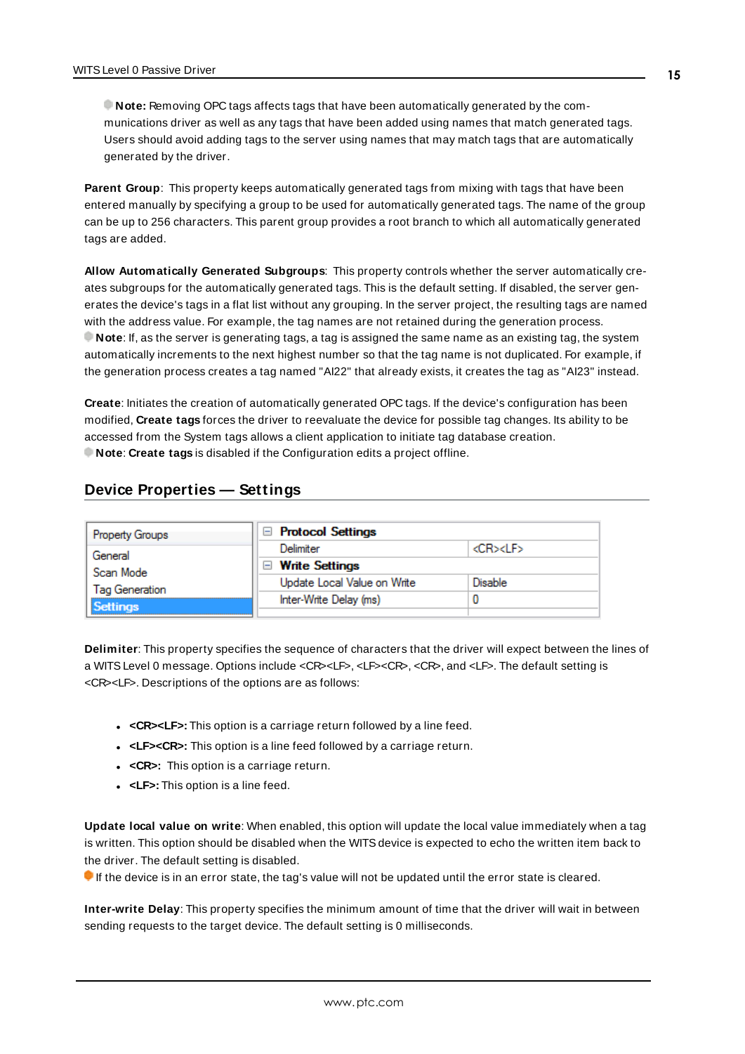**Note:** Removing OPC tags affects tags that have been automatically generated by the communications driver as well as any tags that have been added using names that match generated tags. Users should avoid adding tags to the server using names that may match tags that are automatically generated by the driver.

**Parent Group**: This property keeps automatically generated tags from mixing with tags that have been entered manually by specifying a group to be used for automatically generated tags. The name of the group can be up to 256 characters. This parent group provides a root branch to which all automatically generated tags are added.

**Allow Automatically Generated Subgroups**: This property controls whether the server automatically creates subgroups for the automatically generated tags. This is the default setting. If disabled, the server generates the device's tags in a flat list without any grouping. In the server project, the resulting tags are named with the address value. For example, the tag names are not retained during the generation process.
**Note**: If, as the server is generating tags, a tag is assigned the same name as an existing tag, the system automatically increments to the next highest number so that the tag name is not duplicated. For example, if the generation process creates a tag named "AI22" that already exists, it creates the tag as "AI23" instead.

**Create**: Initiates the creation of automatically generated OPC tags. If the device's configuration has been modified, **Create tags** forces the driver to reevaluate the device for possible tag changes. Its ability to be accessed from the System tags allows a client application to initiate tag database creation.
**Note**: **Create tags** is disabled if the Configuration edits a project offline.

## Device Properties — Settings

| Property Groups |
| --- |
| General |
| Scan Mode |
| Tag Generation |
| **Settings** |

| Property | Value |
| --- | --- |
| **Protocol Settings** | |
| Delimiter | <CR><LF> |
| **Write Settings** | |
| Update Local Value on Write | Disable |
| Inter-Write Delay (ms) | 0 |

**Delimiter**: This property specifies the sequence of characters that the driver will expect between the lines of a WITS Level 0 message. Options include <CR><LF>, <LF><CR>, <CR>, and <LF>. The default setting is <CR><LF>. Descriptions of the options are as follows:

- **<CR><LF>:** This option is a carriage return followed by a line feed.
- **<LF><CR>:** This option is a line feed followed by a carriage return.
- **<CR>:** This option is a carriage return.
- **<LF>:** This option is a line feed.

**Update local value on write**: When enabled, this option will update the local value immediately when a tag is written. This option should be disabled when the WITS device is expected to echo the written item back to the driver. The default setting is disabled.
If the device is in an error state, the tag's value will not be updated until the error state is cleared.

**Inter-write Delay**: This property specifies the minimum amount of time that the driver will wait in between sending requests to the target device. The default setting is 0 milliseconds.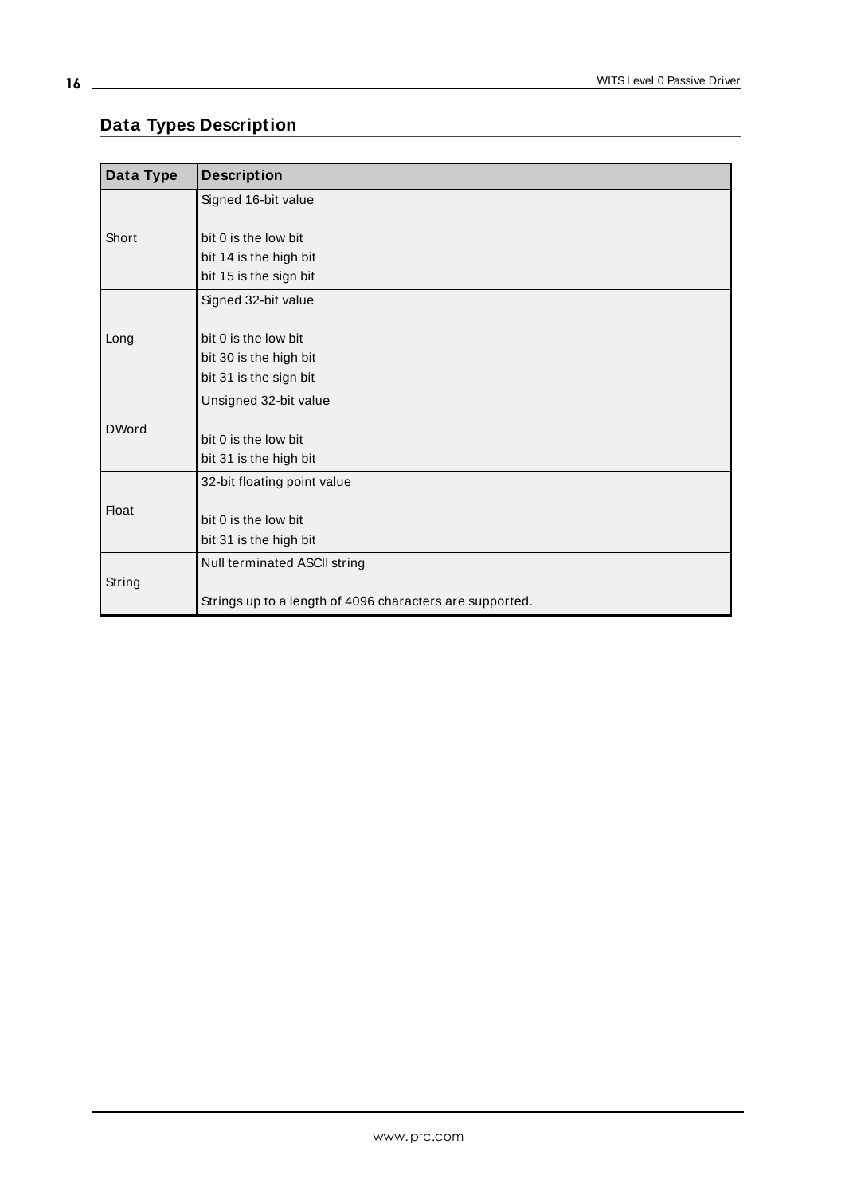## Data Types Description

| Data Type | Description |
|---|---|
| Short | Signed 16-bit value<br><br>bit 0 is the low bit<br>bit 14 is the high bit<br>bit 15 is the sign bit |
| Long | Signed 32-bit value<br><br>bit 0 is the low bit<br>bit 30 is the high bit<br>bit 31 is the sign bit |
| DWord | Unsigned 32-bit value<br><br>bit 0 is the low bit<br>bit 31 is the high bit |
| Float | 32-bit floating point value<br><br>bit 0 is the low bit<br>bit 31 is the high bit |
| String | Null terminated ASCII string<br><br>Strings up to a length of 4096 characters are supported. |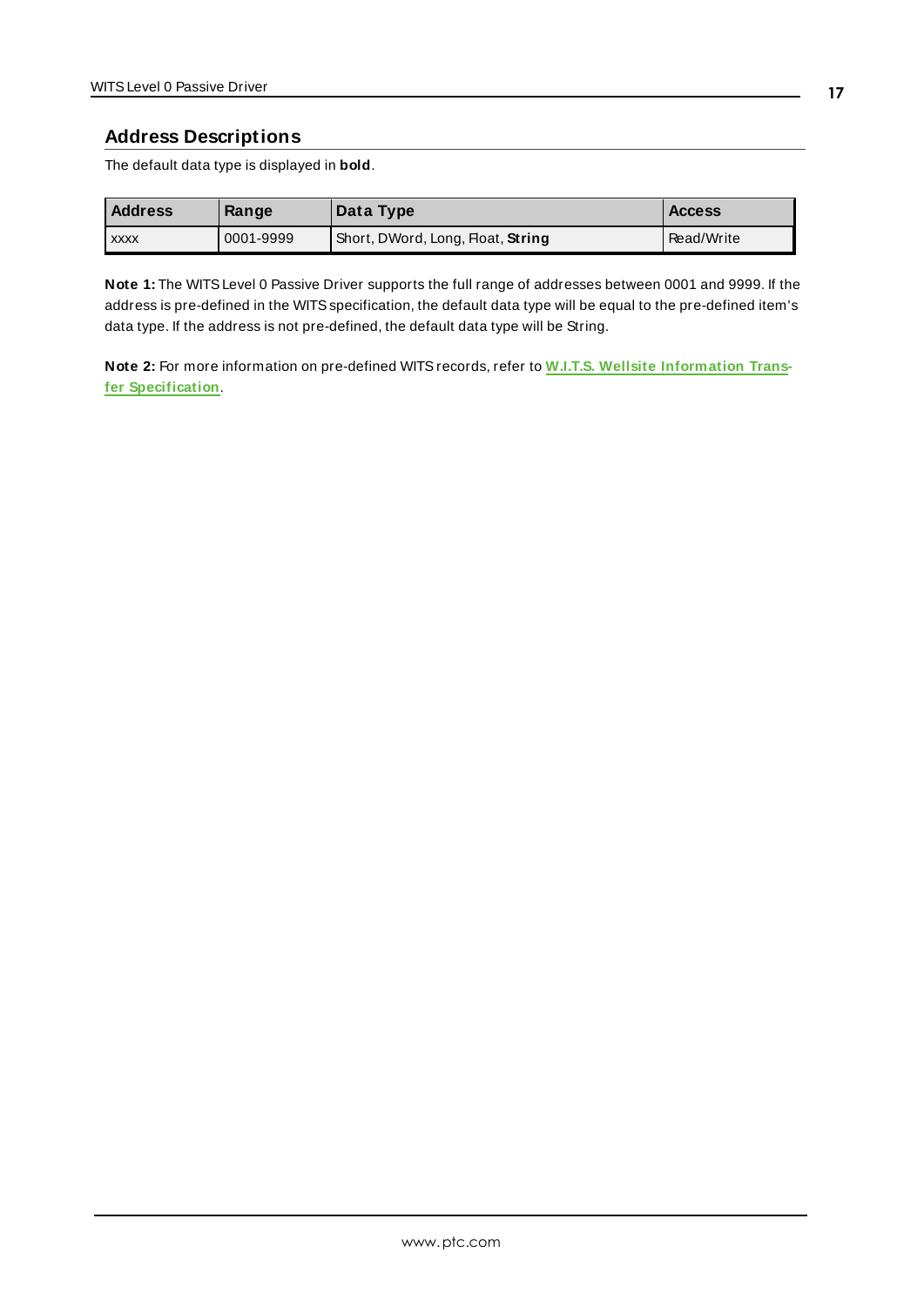## Address Descriptions

The default data type is displayed in **bold**.

| Address | Range | Data Type | Access |
|---|---|---|---|
| xxxx | 0001-9999 | Short, DWord, Long, Float, **String** | Read/Write |

**Note 1:** The WITS Level 0 Passive Driver supports the full range of addresses between 0001 and 9999. If the address is pre-defined in the WITS specification, the default data type will be equal to the pre-defined item's data type. If the address is not pre-defined, the default data type will be String.

**Note 2:** For more information on pre-defined WITS records, refer to **W.I.T.S. Wellsite Information Transfer Specification**.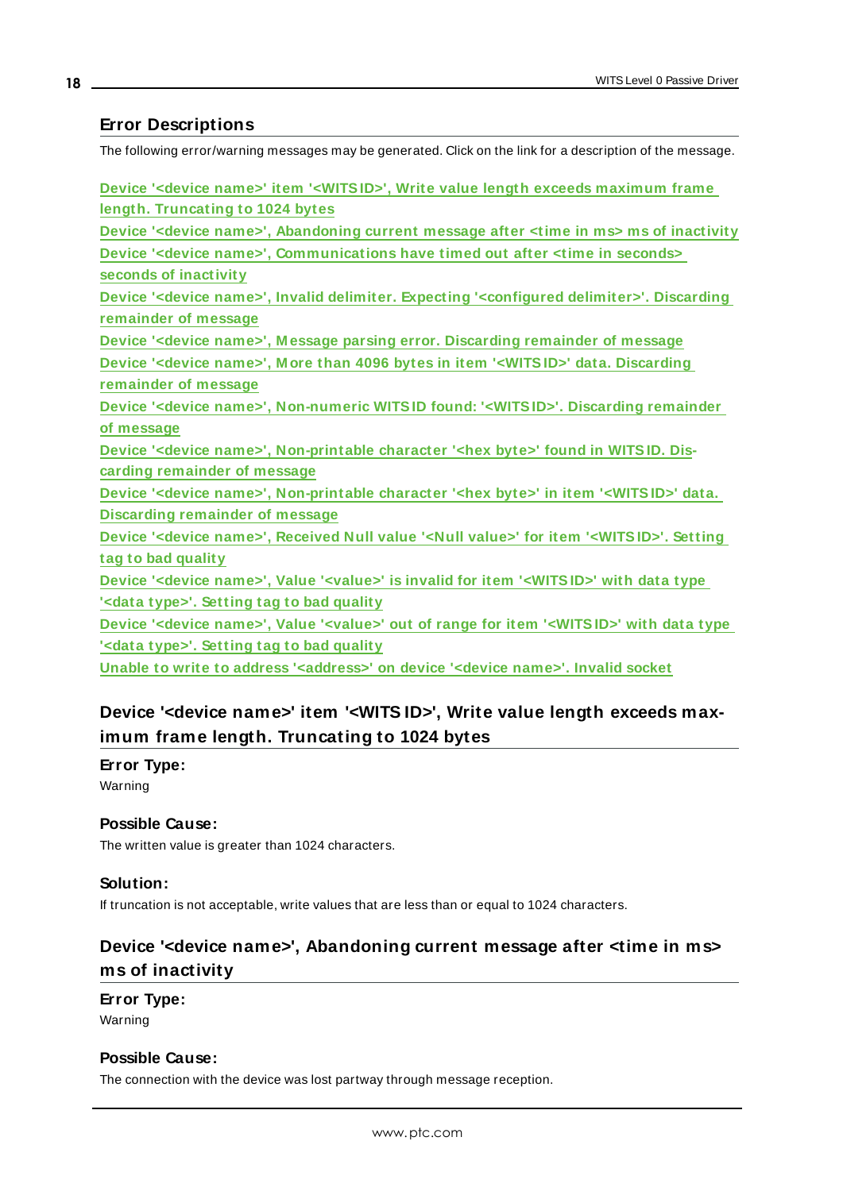## Error Descriptions

The following error/warning messages may be generated. Click on the link for a description of the message.

Device '<device name>' item '<WITS ID>', Write value length exceeds maximum frame length. Truncating to 1024 bytes
Device '<device name>', Abandoning current message after <time in ms> ms of inactivity
Device '<device name>', Communications have timed out after <time in seconds> seconds of inactivity
Device '<device name>', Invalid delimiter. Expecting '<configured delimiter>'. Discarding remainder of message
Device '<device name>', Message parsing error. Discarding remainder of message
Device '<device name>', More than 4096 bytes in item '<WITS ID>' data. Discarding remainder of message
Device '<device name>', Non-numeric WITS ID found: '<WITS ID>'. Discarding remainder of message
Device '<device name>', Non-printable character '<hex byte>' found in WITS ID. Discarding remainder of message
Device '<device name>', Non-printable character '<hex byte>' in item '<WITS ID>' data. Discarding remainder of message
Device '<device name>', Received Null value '<Null value>' for item '<WITS ID>'. Setting tag to bad quality
Device '<device name>', Value '<value>' is invalid for item '<WITS ID>' with data type '<data type>'. Setting tag to bad quality
Device '<device name>', Value '<value>' out of range for item '<WITS ID>' with data type '<data type>'. Setting tag to bad quality
Unable to write to address '<address>' on device '<device name>'. Invalid socket

### Device '<device name>' item '<WITS ID>', Write value length exceeds maximum frame length. Truncating to 1024 bytes

**Error Type:**
Warning

**Possible Cause:**
The written value is greater than 1024 characters.

**Solution:**
If truncation is not acceptable, write values that are less than or equal to 1024 characters.

### Device '<device name>', Abandoning current message after <time in ms> ms of inactivity

**Error Type:**
Warning

**Possible Cause:**
The connection with the device was lost partway through message reception.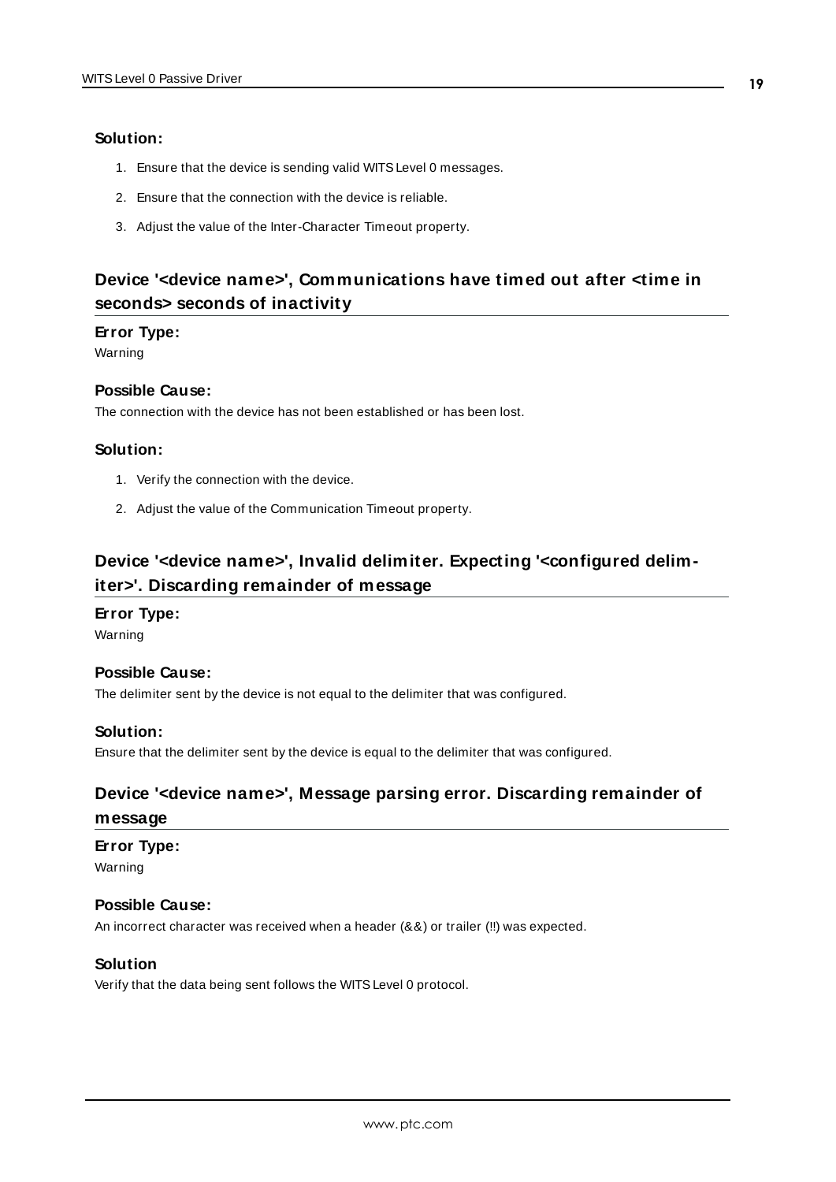**Solution:**

1. Ensure that the device is sending valid WITS Level 0 messages.
2. Ensure that the connection with the device is reliable.
3. Adjust the value of the Inter-Character Timeout property.

## Device '<device name>', Communications have timed out after <time in seconds> seconds of inactivity

**Error Type:**
Warning

**Possible Cause:**
The connection with the device has not been established or has been lost.

**Solution:**

1. Verify the connection with the device.
2. Adjust the value of the Communication Timeout property.

## Device '<device name>', Invalid delimiter. Expecting '<configured delimiter>'. Discarding remainder of message

**Error Type:**
Warning

**Possible Cause:**
The delimiter sent by the device is not equal to the delimiter that was configured.

**Solution:**
Ensure that the delimiter sent by the device is equal to the delimiter that was configured.

## Device '<device name>', Message parsing error. Discarding remainder of message

**Error Type:**
Warning

**Possible Cause:**
An incorrect character was received when a header (&&) or trailer (!!) was expected.

**Solution**
Verify that the data being sent follows the WITS Level 0 protocol.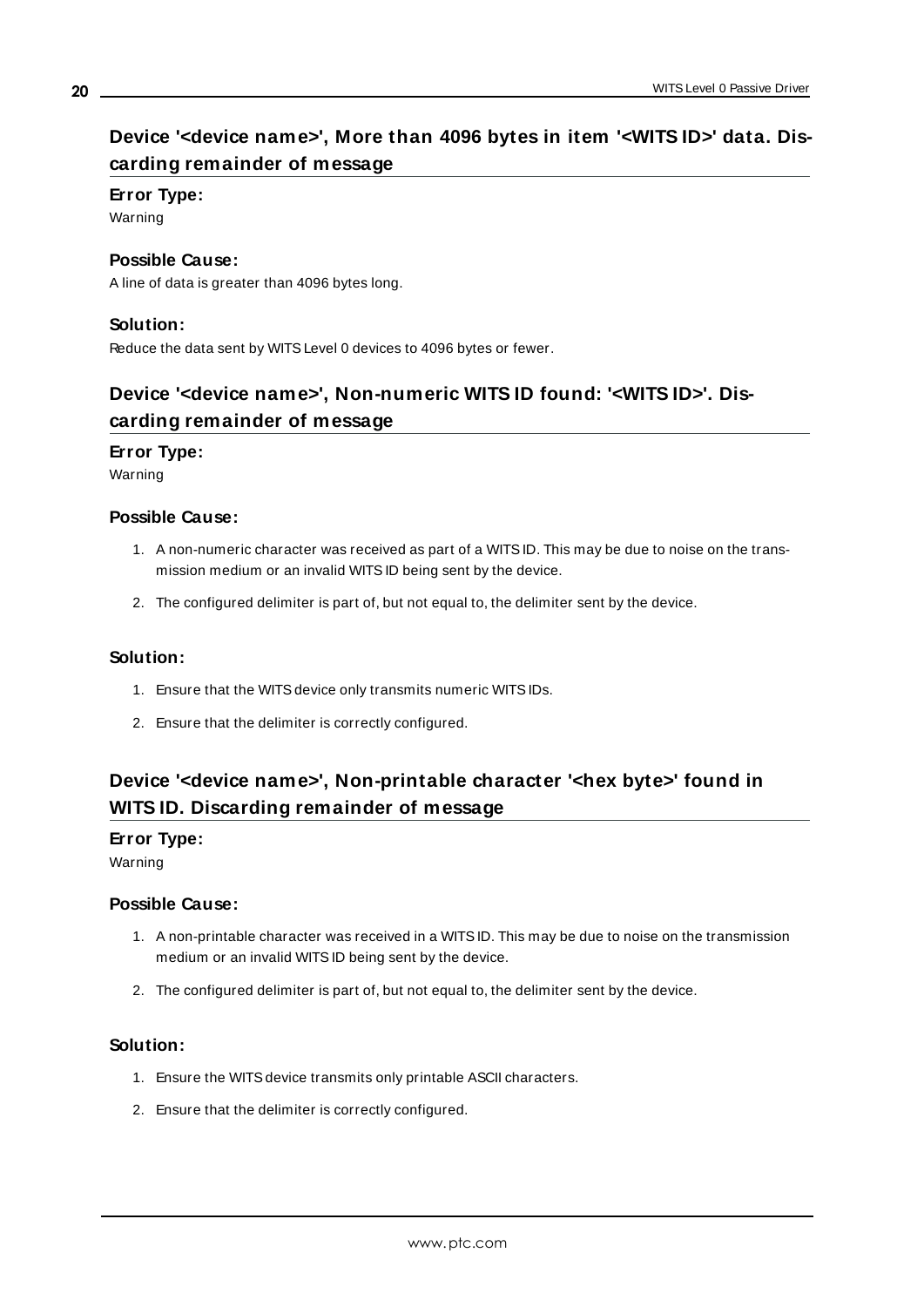## Device '<device name>', More than 4096 bytes in item '<WITS ID>' data. Discarding remainder of message

**Error Type:**

Warning

**Possible Cause:**

A line of data is greater than 4096 bytes long.

**Solution:**

Reduce the data sent by WITS Level 0 devices to 4096 bytes or fewer.

## Device '<device name>', Non-numeric WITS ID found: '<WITS ID>'. Discarding remainder of message

**Error Type:**

Warning

**Possible Cause:**

1. A non-numeric character was received as part of a WITS ID. This may be due to noise on the transmission medium or an invalid WITS ID being sent by the device.
2. The configured delimiter is part of, but not equal to, the delimiter sent by the device.

**Solution:**

1. Ensure that the WITS device only transmits numeric WITS IDs.
2. Ensure that the delimiter is correctly configured.

## Device '<device name>', Non-printable character '<hex byte>' found in WITS ID. Discarding remainder of message

**Error Type:**

Warning

**Possible Cause:**

1. A non-printable character was received in a WITS ID. This may be due to noise on the transmission medium or an invalid WITS ID being sent by the device.
2. The configured delimiter is part of, but not equal to, the delimiter sent by the device.

**Solution:**

1. Ensure the WITS device transmits only printable ASCII characters.
2. Ensure that the delimiter is correctly configured.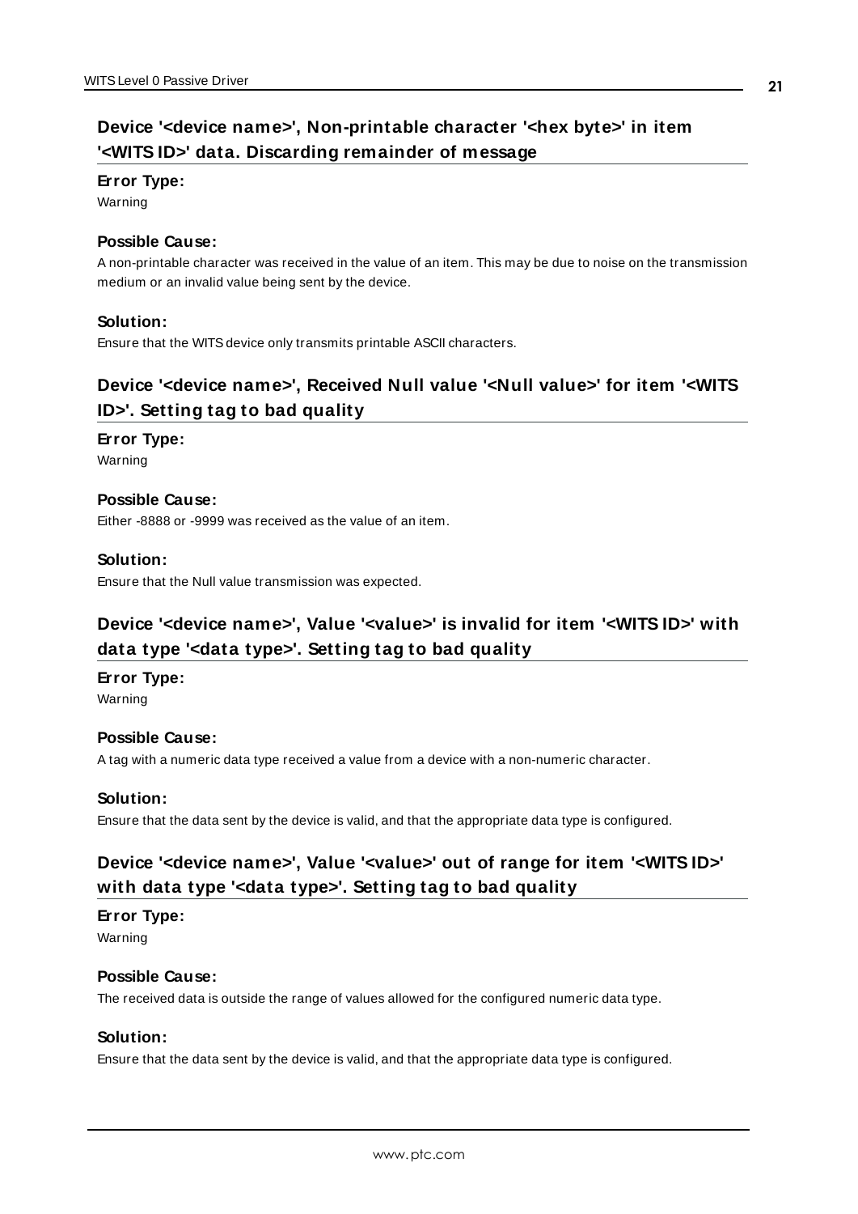## Device '<device name>', Non-printable character '<hex byte>' in item '<WITS ID>' data. Discarding remainder of message

**Error Type:**

Warning

**Possible Cause:**

A non-printable character was received in the value of an item. This may be due to noise on the transmission medium or an invalid value being sent by the device.

**Solution:**

Ensure that the WITS device only transmits printable ASCII characters.

## Device '<device name>', Received Null value '<Null value>' for item '<WITS ID>'. Setting tag to bad quality

**Error Type:**

Warning

**Possible Cause:**

Either -8888 or -9999 was received as the value of an item.

**Solution:**

Ensure that the Null value transmission was expected.

## Device '<device name>', Value '<value>' is invalid for item '<WITS ID>' with data type '<data type>'. Setting tag to bad quality

**Error Type:**

Warning

**Possible Cause:**

A tag with a numeric data type received a value from a device with a non-numeric character.

**Solution:**

Ensure that the data sent by the device is valid, and that the appropriate data type is configured.

## Device '<device name>', Value '<value>' out of range for item '<WITS ID>' with data type '<data type>'. Setting tag to bad quality

**Error Type:**

Warning

**Possible Cause:**

The received data is outside the range of values allowed for the configured numeric data type.

**Solution:**

Ensure that the data sent by the device is valid, and that the appropriate data type is configured.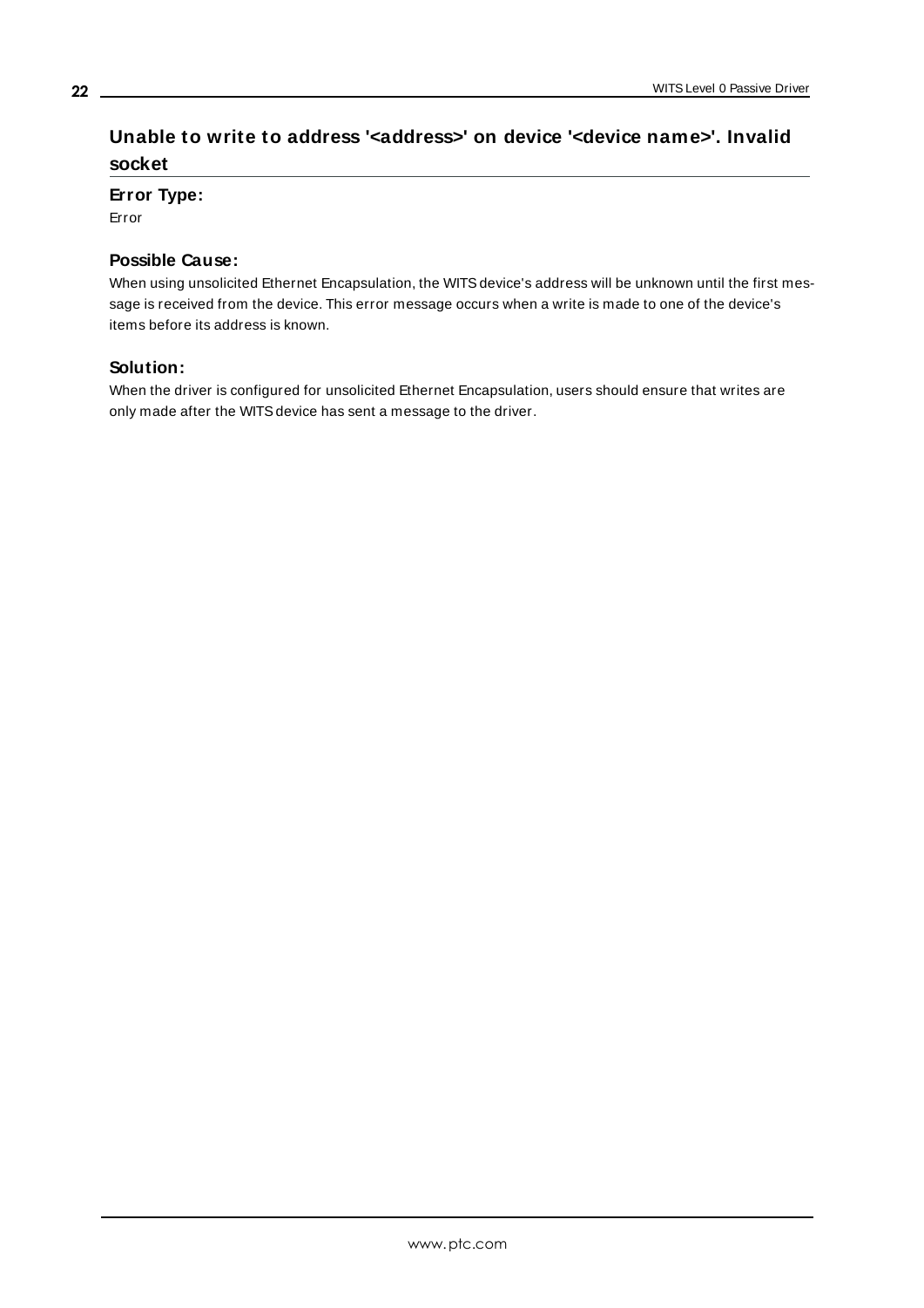## Unable to write to address '<address>' on device '<device name>'. Invalid socket

**Error Type:**

Error

**Possible Cause:**

When using unsolicited Ethernet Encapsulation, the WITS device's address will be unknown until the first message is received from the device. This error message occurs when a write is made to one of the device's items before its address is known.

**Solution:**

When the driver is configured for unsolicited Ethernet Encapsulation, users should ensure that writes are only made after the WITS device has sent a message to the driver.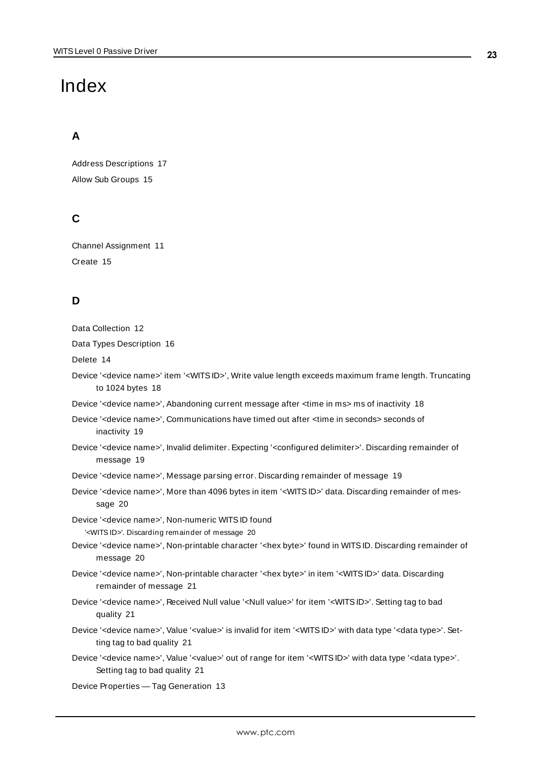# Index

## A

Address Descriptions 17

Allow Sub Groups 15

## C

Channel Assignment 11

Create 15

## D

Data Collection 12

Data Types Description 16

Delete 14

Device '<device name>' item '<WITS ID>', Write value length exceeds maximum frame length. Truncating to 1024 bytes 18

Device '<device name>', Abandoning current message after <time in ms> ms of inactivity 18

Device '<device name>', Communications have timed out after <time in seconds> seconds of inactivity 19

Device '<device name>', Invalid delimiter. Expecting '<configured delimiter>'. Discarding remainder of message 19

Device '<device name>', Message parsing error. Discarding remainder of message 19

Device '<device name>', More than 4096 bytes in item '<WITS ID>' data. Discarding remainder of message 20

Device '<device name>', Non-numeric WITS ID found '<WITS ID>'. Discarding remainder of message 20

Device '<device name>', Non-printable character '<hex byte>' found in WITS ID. Discarding remainder of message 20

Device '<device name>', Non-printable character '<hex byte>' in item '<WITS ID>' data. Discarding remainder of message 21

Device '<device name>', Received Null value '<Null value>' for item '<WITS ID>'. Setting tag to bad quality 21

Device '<device name>', Value '<value>' is invalid for item '<WITS ID>' with data type '<data type>'. Setting tag to bad quality 21

Device '<device name>', Value '<value>' out of range for item '<WITS ID>' with data type '<data type>'. Setting tag to bad quality 21

Device Properties — Tag Generation 13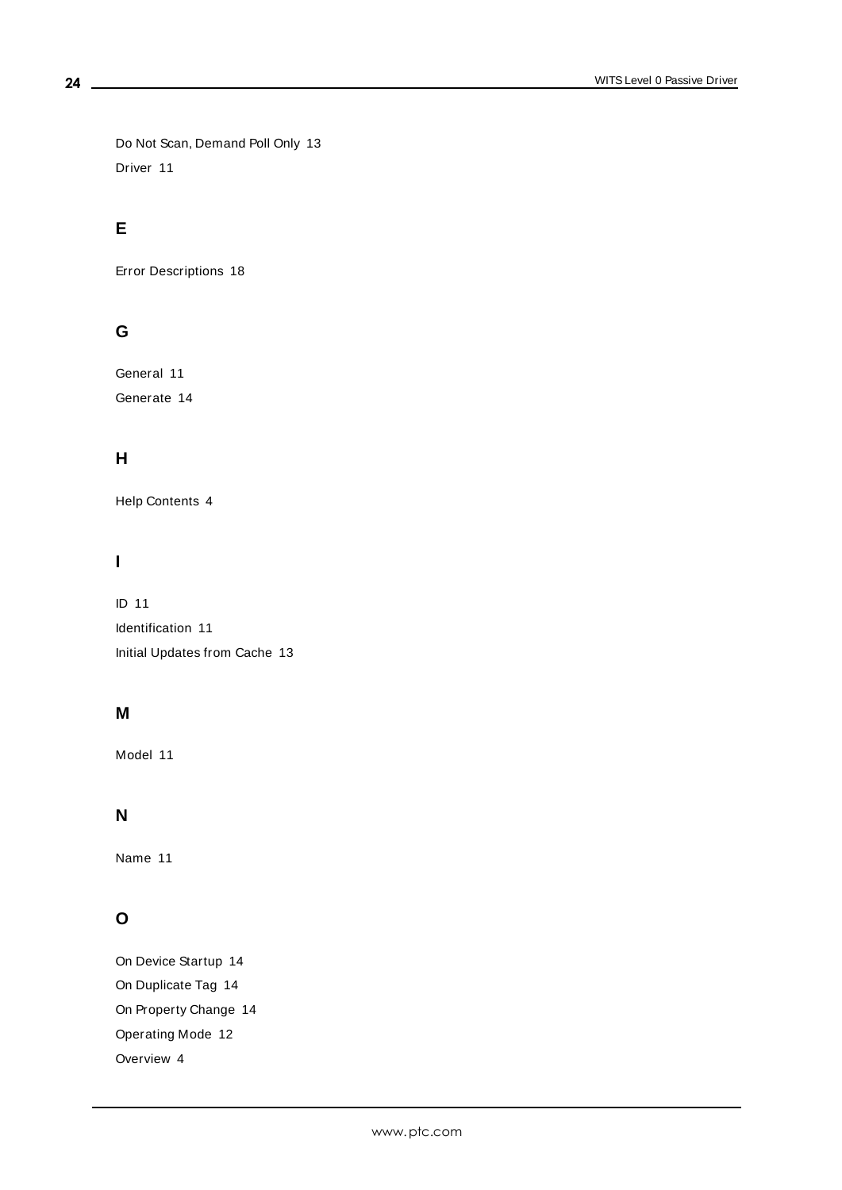Do Not Scan, Demand Poll Only 13

Driver 11

## E

Error Descriptions 18

## G

General 11

Generate 14

## H

Help Contents 4

## I

ID 11

Identification 11

Initial Updates from Cache 13

## M

Model 11

## N

Name 11

## O

On Device Startup 14

On Duplicate Tag 14

On Property Change 14

Operating Mode 12

Overview 4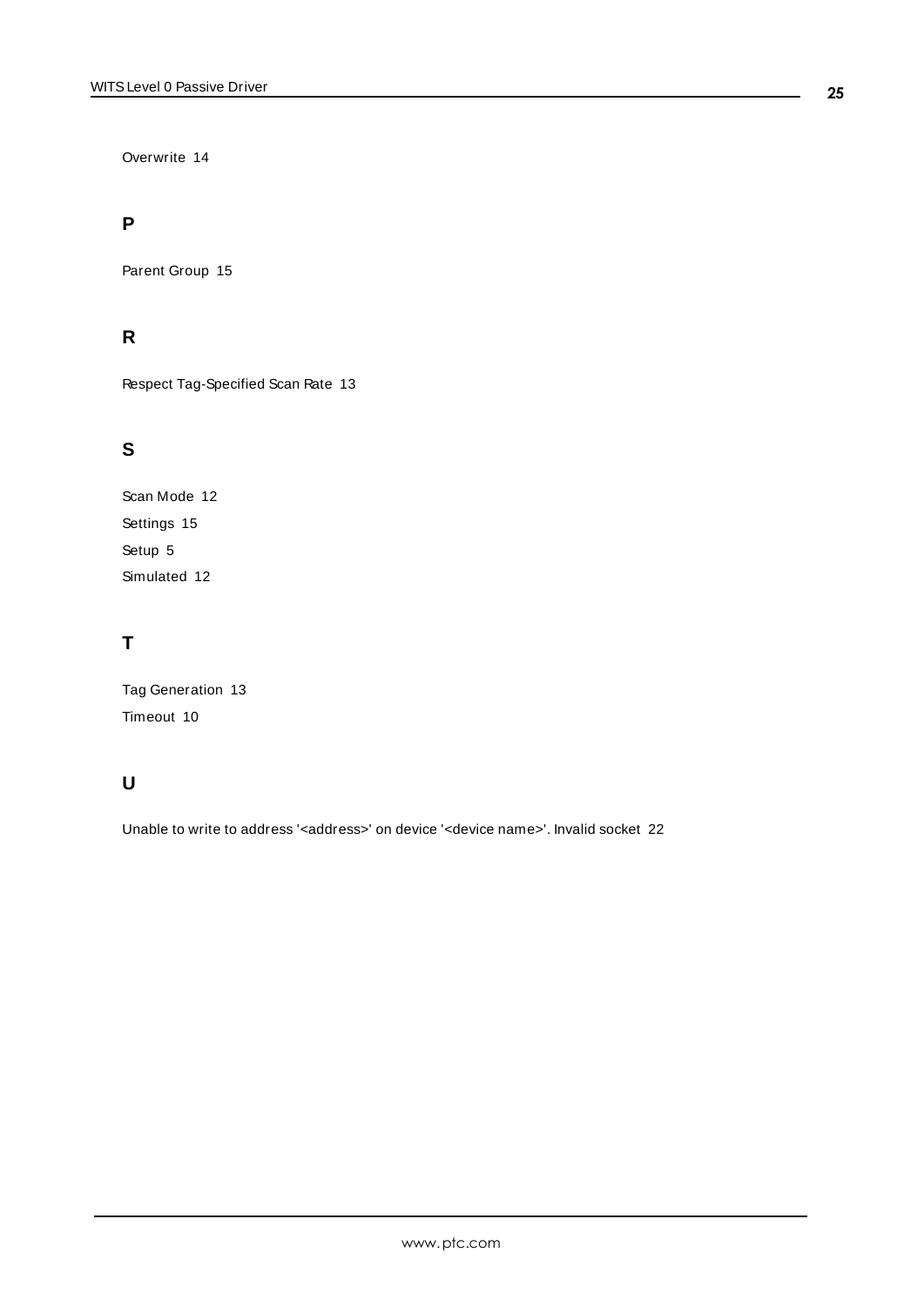Overwrite 14

## P

Parent Group 15

## R

Respect Tag-Specified Scan Rate 13

## S

Scan Mode 12

Settings 15

Setup 5

Simulated 12

## T

Tag Generation 13

Timeout 10

## U

Unable to write to address '<address>' on device '<device name>'. Invalid socket 22